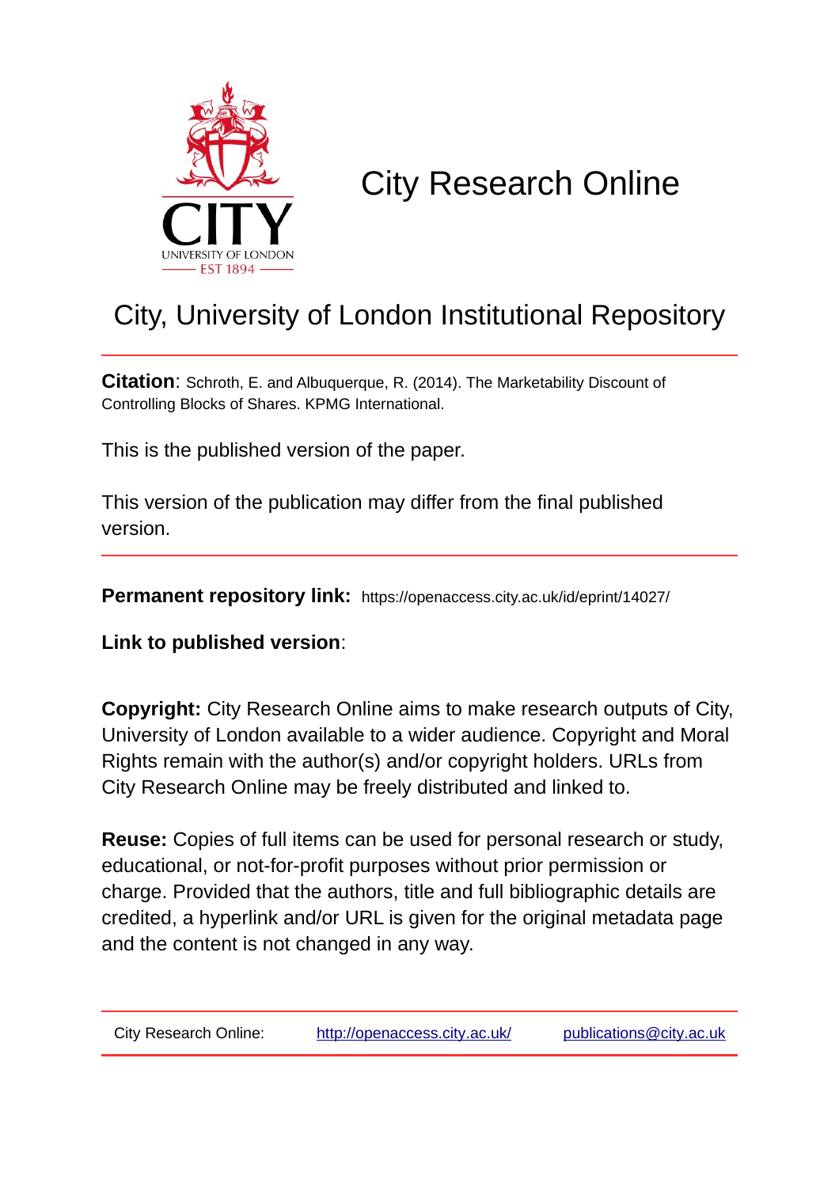# City Research Online

## City, University of London Institutional Repository

**Citation**: Schroth, E. and Albuquerque, R. (2014). The Marketability Discount of Controlling Blocks of Shares. KPMG International.

This is the published version of the paper.

This version of the publication may differ from the final published version.

**Permanent repository link:** https://openaccess.city.ac.uk/id/eprint/14027/

**Link to published version**:

**Copyright:** City Research Online aims to make research outputs of City, University of London available to a wider audience. Copyright and Moral Rights remain with the author(s) and/or copyright holders. URLs from City Research Online may be freely distributed and linked to.

**Reuse:** Copies of full items can be used for personal research or study, educational, or not-for-profit purposes without prior permission or charge. Provided that the authors, title and full bibliographic details are credited, a hyperlink and/or URL is given for the original metadata page and the content is not changed in any way.

City Research Online: http://openaccess.city.ac.uk/ publications@city.ac.uk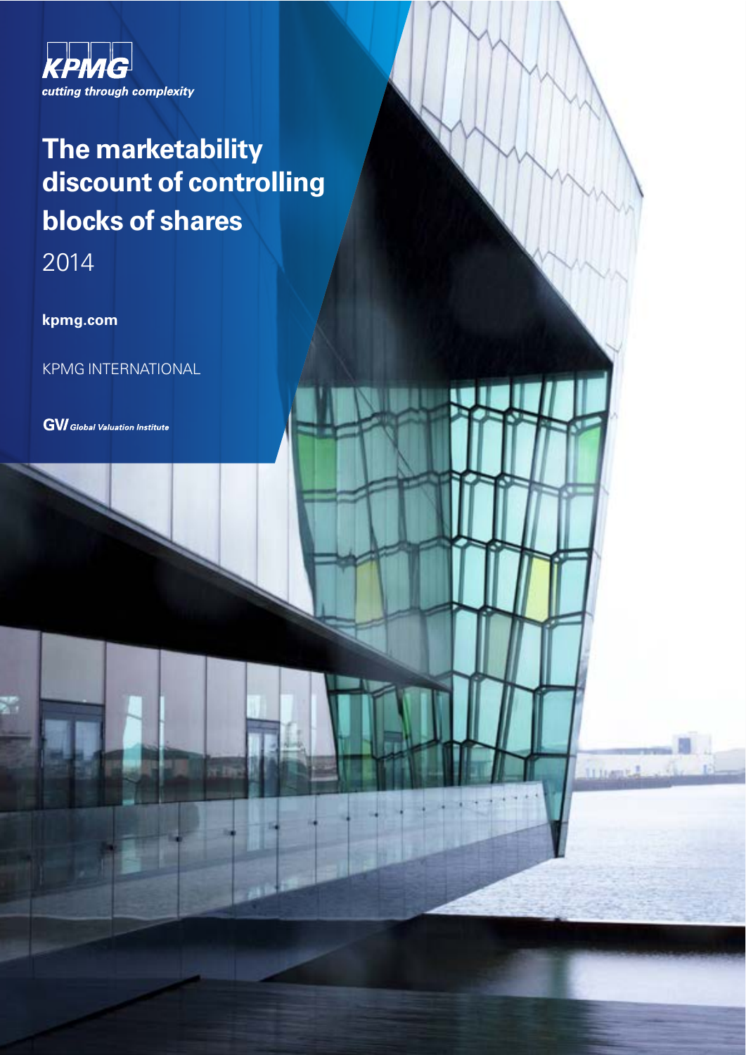KPMG

cutting through complexity

# The marketability discount of controlling blocks of shares

2014

**kpmg.com**

KPMG INTERNATIONAL

GVI *Global Valuation Institute*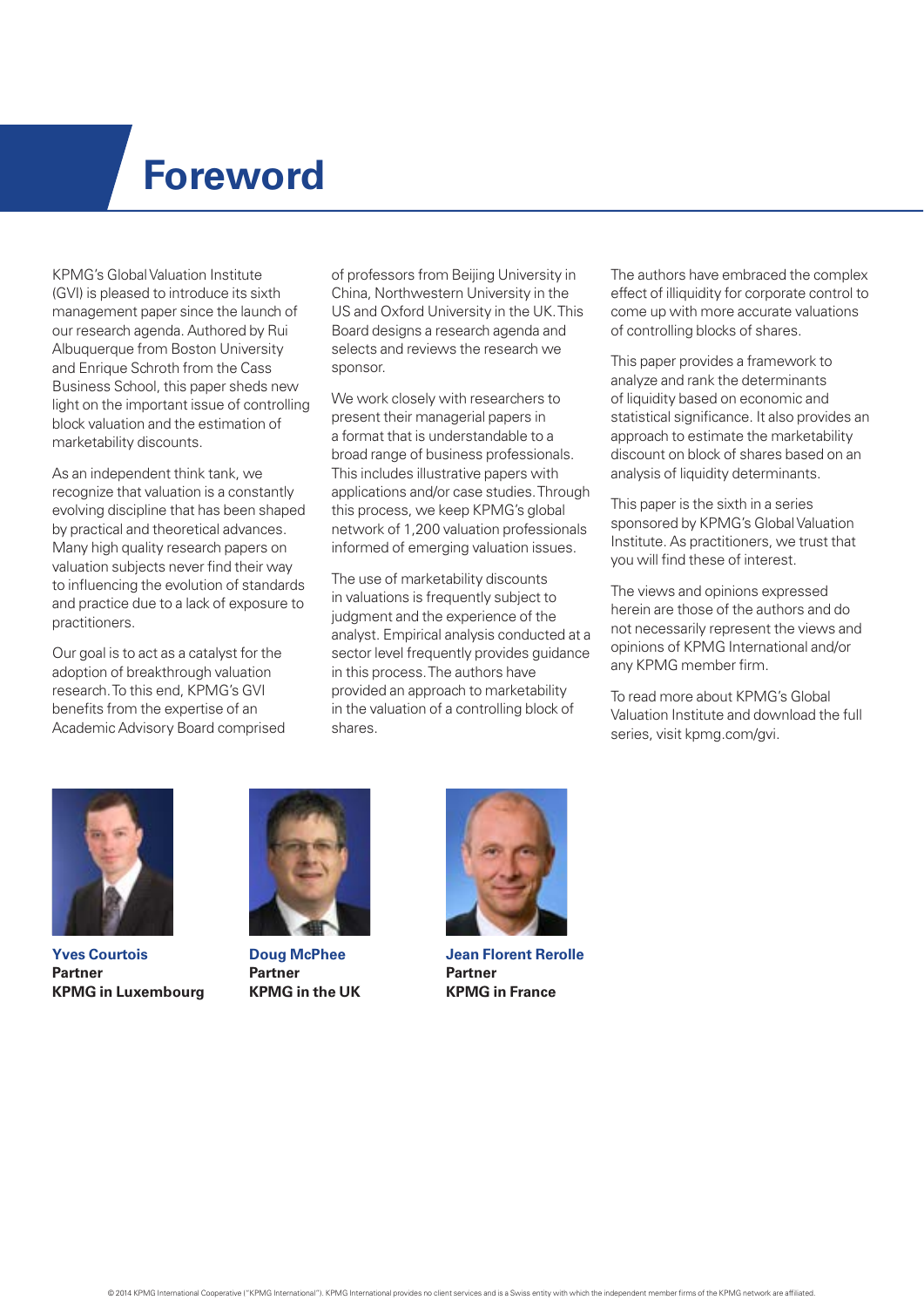# Foreword

KPMG's Global Valuation Institute (GVI) is pleased to introduce its sixth management paper since the launch of our research agenda. Authored by Rui Albuquerque from Boston University and Enrique Schroth from the Cass Business School, this paper sheds new light on the important issue of controlling block valuation and the estimation of marketability discounts.

As an independent think tank, we recognize that valuation is a constantly evolving discipline that has been shaped by practical and theoretical advances. Many high quality research papers on valuation subjects never find their way to influencing the evolution of standards and practice due to a lack of exposure to practitioners.

Our goal is to act as a catalyst for the adoption of breakthrough valuation research. To this end, KPMG's GVI benefits from the expertise of an Academic Advisory Board comprised of professors from Beijing University in China, Northwestern University in the US and Oxford University in the UK. This Board designs a research agenda and selects and reviews the research we sponsor.

We work closely with researchers to present their managerial papers in a format that is understandable to a broad range of business professionals. This includes illustrative papers with applications and/or case studies. Through this process, we keep KPMG's global network of 1,200 valuation professionals informed of emerging valuation issues.

The use of marketability discounts in valuations is frequently subject to judgment and the experience of the analyst. Empirical analysis conducted at a sector level frequently provides guidance in this process. The authors have provided an approach to marketability in the valuation of a controlling block of shares.

The authors have embraced the complex effect of illiquidity for corporate control to come up with more accurate valuations of controlling blocks of shares.

This paper provides a framework to analyze and rank the determinants of liquidity based on economic and statistical significance. It also provides an approach to estimate the marketability discount on block of shares based on an analysis of liquidity determinants.

This paper is the sixth in a series sponsored by KPMG's Global Valuation Institute. As practitioners, we trust that you will find these of interest.

The views and opinions expressed herein are those of the authors and do not necessarily represent the views and opinions of KPMG International and/or any KPMG member firm.

To read more about KPMG's Global Valuation Institute and download the full series, visit kpmg.com/gvi.

**Yves Courtois**
**Partner**
**KPMG in Luxembourg**

**Doug McPhee**
**Partner**
**KPMG in the UK**

**Jean Florent Rerolle**
**Partner**
**KPMG in France**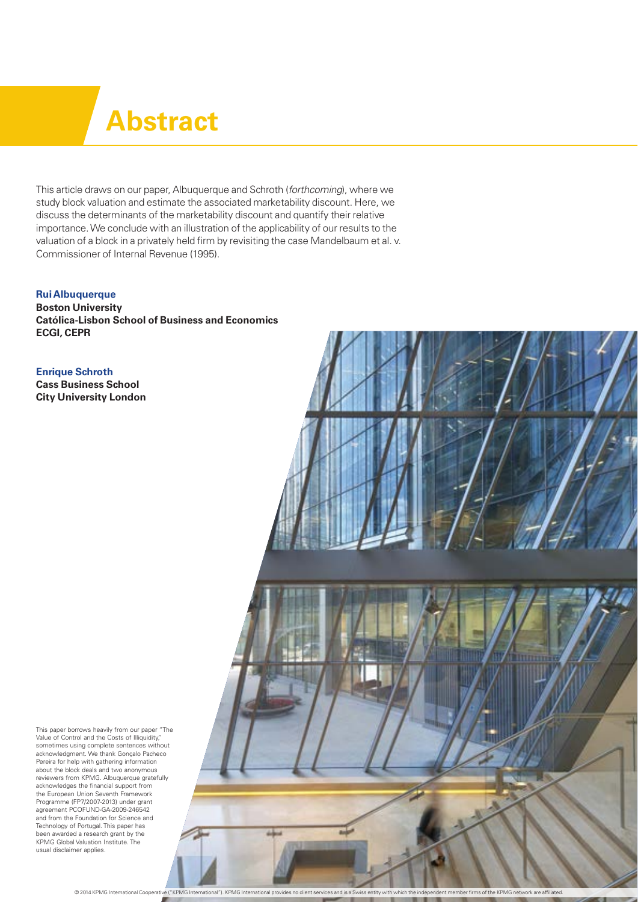# Abstract

This article draws on our paper, Albuquerque and Schroth (*forthcoming*), where we study block valuation and estimate the associated marketability discount. Here, we discuss the determinants of the marketability discount and quantify their relative importance. We conclude with an illustration of the applicability of our results to the valuation of a block in a privately held firm by revisiting the case Mandelbaum et al. v. Commissioner of Internal Revenue (1995).

**Rui Albuquerque**
**Boston University**
**Católica-Lisbon School of Business and Economics**
**ECGI, CEPR**

**Enrique Schroth**
**Cass Business School**
**City University London**

This paper borrows heavily from our paper "The Value of Control and the Costs of Illiquidity," sometimes using complete sentences without acknowledgment. We thank Gonçalo Pacheco Pereira for help with gathering information about the block deals and two anonymous reviewers from KPMG. Albuquerque gratefully acknowledges the financial support from the European Union Seventh Framework Programme (FP7/2007-2013) under grant agreement PCOFUND-GA-2009-246542 and from the Foundation for Science and Technology of Portugal. This paper has been awarded a research grant by the KPMG Global Valuation Institute. The usual disclaimer applies.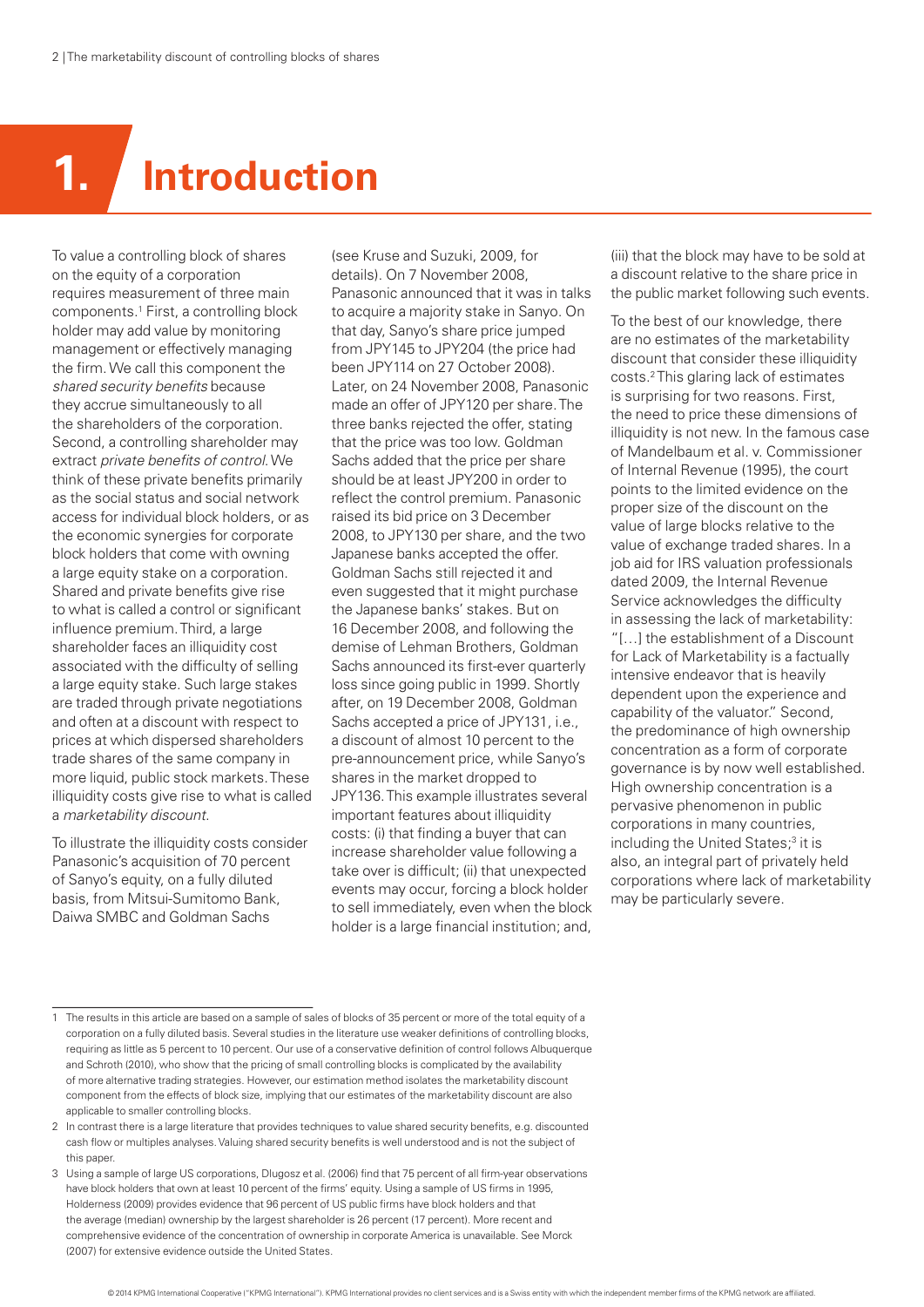# 1. Introduction

To value a controlling block of shares on the equity of a corporation requires measurement of three main components.[1] First, a controlling block holder may add value by monitoring management or effectively managing the firm. We call this component the *shared security benefits* because they accrue simultaneously to all the shareholders of the corporation. Second, a controlling shareholder may extract *private benefits of control*. We think of these private benefits primarily as the social status and social network access for individual block holders, or as the economic synergies for corporate block holders that come with owning a large equity stake on a corporation. Shared and private benefits give rise to what is called a control or significant influence premium. Third, a large shareholder faces an illiquidity cost associated with the difficulty of selling a large equity stake. Such large stakes are traded through private negotiations and often at a discount with respect to prices at which dispersed shareholders trade shares of the same company in more liquid, public stock markets. These illiquidity costs give rise to what is called a *marketability discount*.

To illustrate the illiquidity costs consider Panasonic's acquisition of 70 percent of Sanyo's equity, on a fully diluted basis, from Mitsui-Sumitomo Bank, Daiwa SMBC and Goldman Sachs (see Kruse and Suzuki, 2009, for details). On 7 November 2008, Panasonic announced that it was in talks to acquire a majority stake in Sanyo. On that day, Sanyo's share price jumped from JPY145 to JPY204 (the price had been JPY114 on 27 October 2008). Later, on 24 November 2008, Panasonic made an offer of JPY120 per share. The three banks rejected the offer, stating that the price was too low. Goldman Sachs added that the price per share should be at least JPY200 in order to reflect the control premium. Panasonic raised its bid price on 3 December 2008, to JPY130 per share, and the two Japanese banks accepted the offer. Goldman Sachs still rejected it and even suggested that it might purchase the Japanese banks' stakes. But on 16 December 2008, and following the demise of Lehman Brothers, Goldman Sachs announced its first-ever quarterly loss since going public in 1999. Shortly after, on 19 December 2008, Goldman Sachs accepted a price of JPY131, i.e., a discount of almost 10 percent to the pre-announcement price, while Sanyo's shares in the market dropped to JPY136. This example illustrates several important features about illiquidity costs: (i) that finding a buyer that can increase shareholder value following a take over is difficult; (ii) that unexpected events may occur, forcing a block holder to sell immediately, even when the block holder is a large financial institution; and, (iii) that the block may have to be sold at a discount relative to the share price in the public market following such events.

To the best of our knowledge, there are no estimates of the marketability discount that consider these illiquidity costs.[2] This glaring lack of estimates is surprising for two reasons. First, the need to price these dimensions of illiquidity is not new. In the famous case of Mandelbaum et al. v. Commissioner of Internal Revenue (1995), the court points to the limited evidence on the proper size of the discount on the value of large blocks relative to the value of exchange traded shares. In a job aid for IRS valuation professionals dated 2009, the Internal Revenue Service acknowledges the difficulty in assessing the lack of marketability: "[…] the establishment of a Discount for Lack of Marketability is a factually intensive endeavor that is heavily dependent upon the experience and capability of the valuator." Second, the predominance of high ownership concentration as a form of corporate governance is by now well established. High ownership concentration is a pervasive phenomenon in public corporations in many countries, including the United States;[3] it is also, an integral part of privately held corporations where lack of marketability may be particularly severe.

---

1 The results in this article are based on a sample of sales of blocks of 35 percent or more of the total equity of a corporation on a fully diluted basis. Several studies in the literature use weaker definitions of controlling blocks, requiring as little as 5 percent to 10 percent. Our use of a conservative definition of control follows Albuquerque and Schroth (2010), who show that the pricing of small controlling blocks is complicated by the availability of more alternative trading strategies. However, our estimation method isolates the marketability discount component from the effects of block size, implying that our estimates of the marketability discount are also applicable to smaller controlling blocks.

2 In contrast there is a large literature that provides techniques to value shared security benefits, e.g. discounted cash flow or multiples analyses. Valuing shared security benefits is well understood and is not the subject of this paper.

3 Using a sample of large US corporations, Dlugosz et al. (2006) find that 75 percent of all firm-year observations have block holders that own at least 10 percent of the firms' equity. Using a sample of US firms in 1995, Holderness (2009) provides evidence that 96 percent of US public firms have block holders and that the average (median) ownership by the largest shareholder is 26 percent (17 percent). More recent and comprehensive evidence of the concentration of ownership in corporate America is unavailable. See Morck (2007) for extensive evidence outside the United States.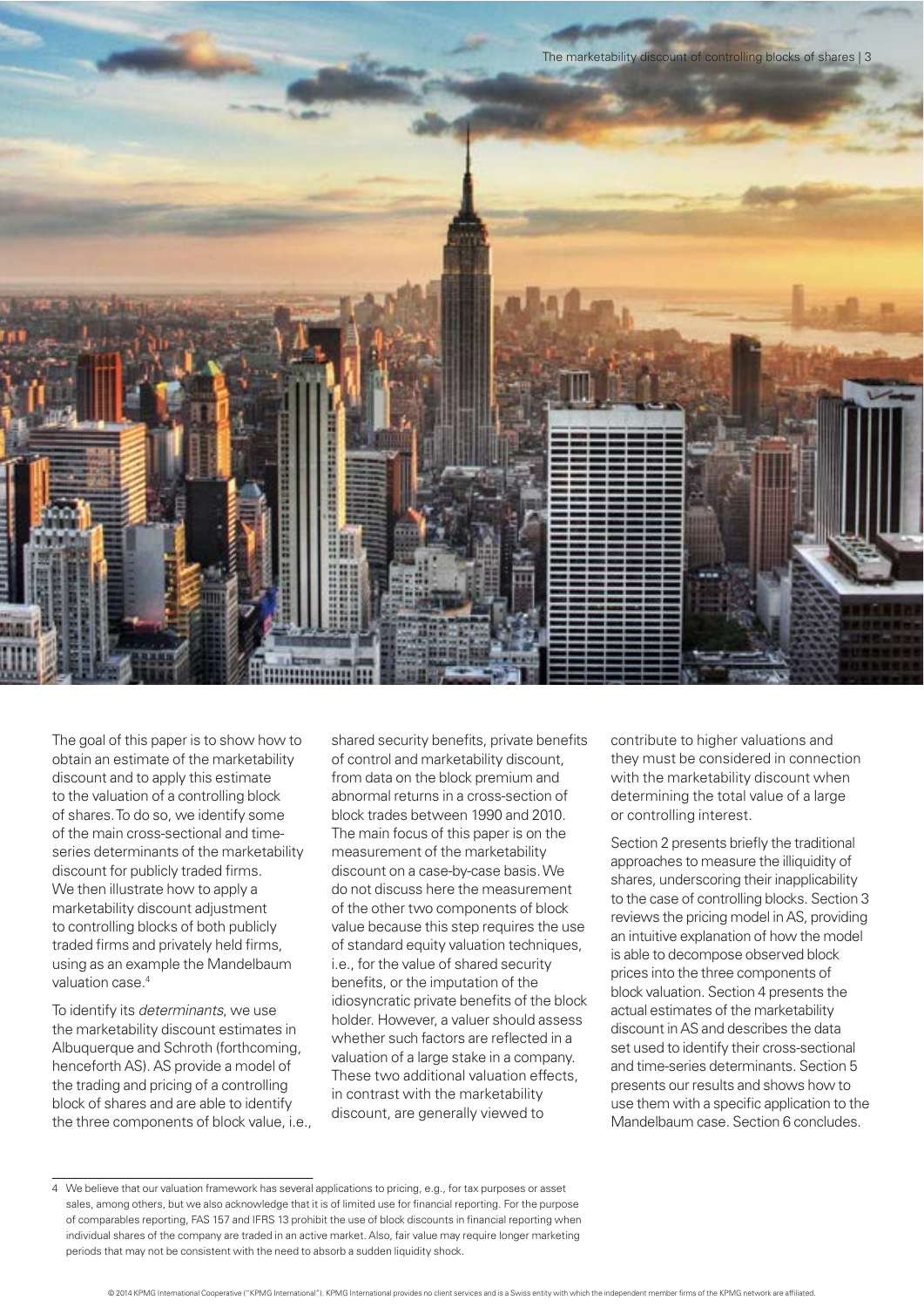The goal of this paper is to show how to obtain an estimate of the marketability discount and to apply this estimate to the valuation of a controlling block of shares. To do so, we identify some of the main cross-sectional and time-series determinants of the marketability discount for publicly traded firms. We then illustrate how to apply a marketability discount adjustment to controlling blocks of both publicly traded firms and privately held firms, using as an example the Mandelbaum valuation case.[4]

To identify its *determinants*, we use the marketability discount estimates in Albuquerque and Schroth (forthcoming, henceforth AS). AS provide a model of the trading and pricing of a controlling block of shares and are able to identify the three components of block value, i.e., shared security benefits, private benefits of control and marketability discount, from data on the block premium and abnormal returns in a cross-section of block trades between 1990 and 2010. The main focus of this paper is on the measurement of the marketability discount on a case-by-case basis. We do not discuss here the measurement of the other two components of block value because this step requires the use of standard equity valuation techniques, i.e., for the value of shared security benefits, or the imputation of the idiosyncratic private benefits of the block holder. However, a valuer should assess whether such factors are reflected in a valuation of a large stake in a company. These two additional valuation effects, in contrast with the marketability discount, are generally viewed to contribute to higher valuations and they must be considered in connection with the marketability discount when determining the total value of a large or controlling interest.

Section 2 presents briefly the traditional approaches to measure the illiquidity of shares, underscoring their inapplicability to the case of controlling blocks. Section 3 reviews the pricing model in AS, providing an intuitive explanation of how the model is able to decompose observed block prices into the three components of block valuation. Section 4 presents the actual estimates of the marketability discount in AS and describes the data set used to identify their cross-sectional and time-series determinants. Section 5 presents our results and shows how to use them with a specific application to the Mandelbaum case. Section 6 concludes.

---

4 We believe that our valuation framework has several applications to pricing, e.g., for tax purposes or asset sales, among others, but we also acknowledge that it is of limited use for financial reporting. For the purpose of comparables reporting, FAS 157 and IFRS 13 prohibit the use of block discounts in financial reporting when individual shares of the company are traded in an active market. Also, fair value may require longer marketing periods that may not be consistent with the need to absorb a sudden liquidity shock.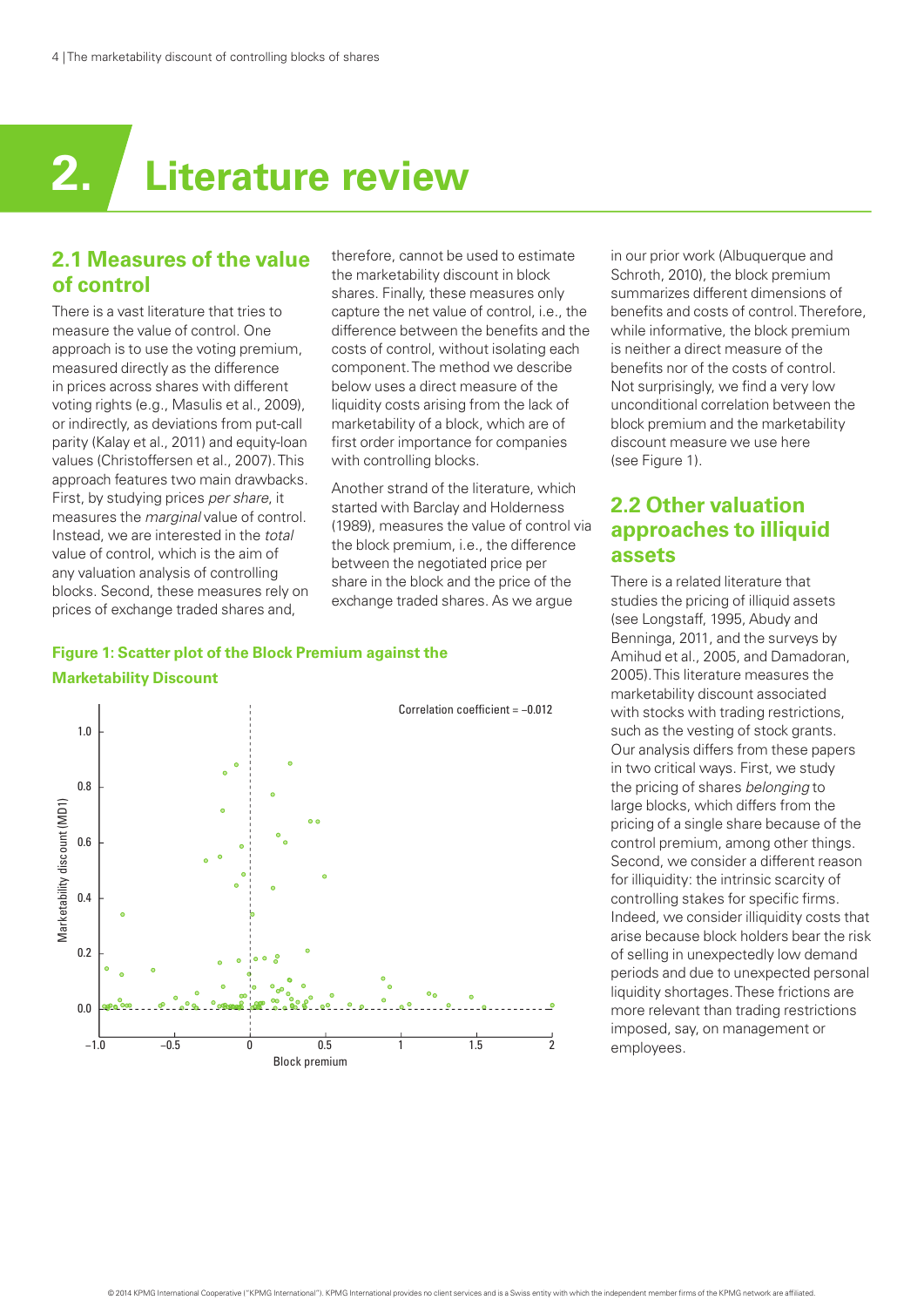# 2. Literature review

## 2.1 Measures of the value of control

There is a vast literature that tries to measure the value of control. One approach is to use the voting premium, measured directly as the difference in prices across shares with different voting rights (e.g., Masulis et al., 2009), or indirectly, as deviations from put-call parity (Kalay et al., 2011) and equity-loan values (Christoffersen et al., 2007). This approach features two main drawbacks. First, by studying prices *per share*, it measures the *marginal* value of control. Instead, we are interested in the *total* value of control, which is the aim of any valuation analysis of controlling blocks. Second, these measures rely on prices of exchange traded shares and, therefore, cannot be used to estimate the marketability discount in block shares. Finally, these measures only capture the net value of control, i.e., the difference between the benefits and the costs of control, without isolating each component. The method we describe below uses a direct measure of the liquidity costs arising from the lack of marketability of a block, which are of first order importance for companies with controlling blocks.

Another strand of the literature, which started with Barclay and Holderness (1989), measures the value of control via the block premium, i.e., the difference between the negotiated price per share in the block and the price of the exchange traded shares. As we argue in our prior work (Albuquerque and Schroth, 2010), the block premium summarizes different dimensions of benefits and costs of control. Therefore, while informative, the block premium is neither a direct measure of the benefits nor of the costs of control. Not surprisingly, we find a very low unconditional correlation between the block premium and the marketability discount measure we use here (see Figure 1).

**Figure 1: Scatter plot of the Block Premium against the Marketability Discount**

## 2.2 Other valuation approaches to illiquid assets

There is a related literature that studies the pricing of illiquid assets (see Longstaff, 1995, Abudy and Benninga, 2011, and the surveys by Amihud et al., 2005, and Damadoran, 2005). This literature measures the marketability discount associated with stocks with trading restrictions, such as the vesting of stock grants. Our analysis differs from these papers in two critical ways. First, we study the pricing of shares *belonging* to large blocks, which differs from the pricing of a single share because of the control premium, among other things. Second, we consider a different reason for illiquidity: the intrinsic scarcity of controlling stakes for specific firms. Indeed, we consider illiquidity costs that arise because block holders bear the risk of selling in unexpectedly low demand periods and due to unexpected personal liquidity shortages. These frictions are more relevant than trading restrictions imposed, say, on management or employees.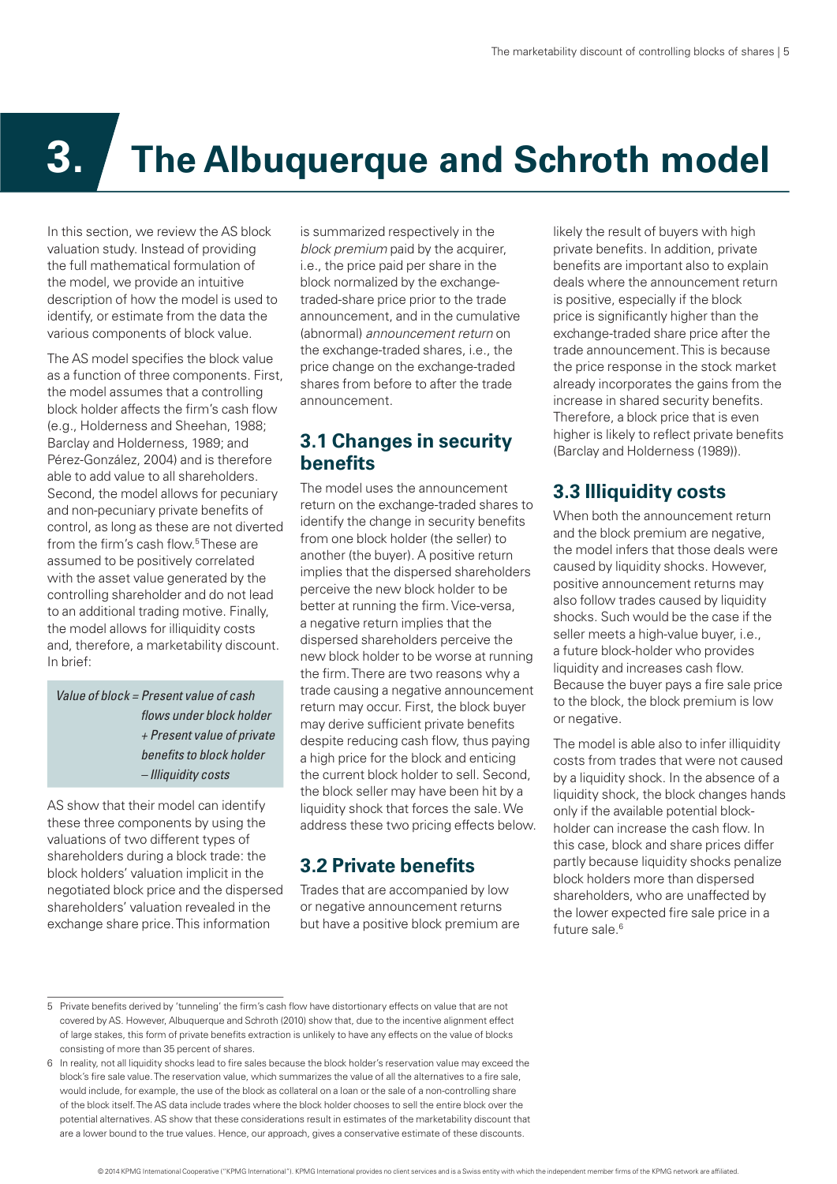# 3. The Albuquerque and Schroth model

In this section, we review the AS block valuation study. Instead of providing the full mathematical formulation of the model, we provide an intuitive description of how the model is used to identify, or estimate from the data the various components of block value.

The AS model specifies the block value as a function of three components. First, the model assumes that a controlling block holder affects the firm's cash flow (e.g., Holderness and Sheehan, 1988; Barclay and Holderness, 1989; and Pérez-González, 2004) and is therefore able to add value to all shareholders. Second, the model allows for pecuniary and non-pecuniary private benefits of control, as long as these are not diverted from the firm's cash flow.[5] These are assumed to be positively correlated with the asset value generated by the controlling shareholder and do not lead to an additional trading motive. Finally, the model allows for illiquidity costs and, therefore, a marketability discount. In brief:

*Value of block = Present value of cash flows under block holder + Present value of private benefits to block holder – Illiquidity costs*

AS show that their model can identify these three components by using the valuations of two different types of shareholders during a block trade: the block holders' valuation implicit in the negotiated block price and the dispersed shareholders' valuation revealed in the exchange share price. This information is summarized respectively in the *block premium* paid by the acquirer, i.e., the price paid per share in the block normalized by the exchange-traded-share price prior to the trade announcement, and in the cumulative (abnormal) *announcement return* on the exchange-traded shares, i.e., the price change on the exchange-traded shares from before to after the trade announcement.

## 3.1 Changes in security benefits

The model uses the announcement return on the exchange-traded shares to identify the change in security benefits from one block holder (the seller) to another (the buyer). A positive return implies that the dispersed shareholders perceive the new block holder to be better at running the firm. Vice-versa, a negative return implies that the dispersed shareholders perceive the new block holder to be worse at running the firm. There are two reasons why a trade causing a negative announcement return may occur. First, the block buyer may derive sufficient private benefits despite reducing cash flow, thus paying a high price for the block and enticing the current block holder to sell. Second, the block seller may have been hit by a liquidity shock that forces the sale. We address these two pricing effects below.

## 3.2 Private benefits

Trades that are accompanied by low or negative announcement returns but have a positive block premium are likely the result of buyers with high private benefits. In addition, private benefits are important also to explain deals where the announcement return is positive, especially if the block price is significantly higher than the exchange-traded share price after the trade announcement. This is because the price response in the stock market already incorporates the gains from the increase in shared security benefits. Therefore, a block price that is even higher is likely to reflect private benefits (Barclay and Holderness (1989)).

## 3.3 Illiquidity costs

When both the announcement return and the block premium are negative, the model infers that those deals were caused by liquidity shocks. However, positive announcement returns may also follow trades caused by liquidity shocks. Such would be the case if the seller meets a high-value buyer, i.e., a future block-holder who provides liquidity and increases cash flow. Because the buyer pays a fire sale price to the block, the block premium is low or negative.

The model is able also to infer illiquidity costs from trades that were not caused by a liquidity shock. In the absence of a liquidity shock, the block changes hands only if the available potential block-holder can increase the cash flow. In this case, block and share prices differ partly because liquidity shocks penalize block holders more than dispersed shareholders, who are unaffected by the lower expected fire sale price in a future sale.[6]

---

5 Private benefits derived by 'tunneling' the firm's cash flow have distortionary effects on value that are not covered by AS. However, Albuquerque and Schroth (2010) show that, due to the incentive alignment effect of large stakes, this form of private benefits extraction is unlikely to have any effects on the value of blocks consisting of more than 35 percent of shares.

6 In reality, not all liquidity shocks lead to fire sales because the block holder's reservation value may exceed the block's fire sale value. The reservation value, which summarizes the value of all the alternatives to a fire sale, would include, for example, the use of the block as collateral on a loan or the sale of a non-controlling share of the block itself. The AS data include trades where the block holder chooses to sell the entire block over the potential alternatives. AS show that these considerations result in estimates of the marketability discount that are a lower bound to the true values. Hence, our approach, gives a conservative estimate of these discounts.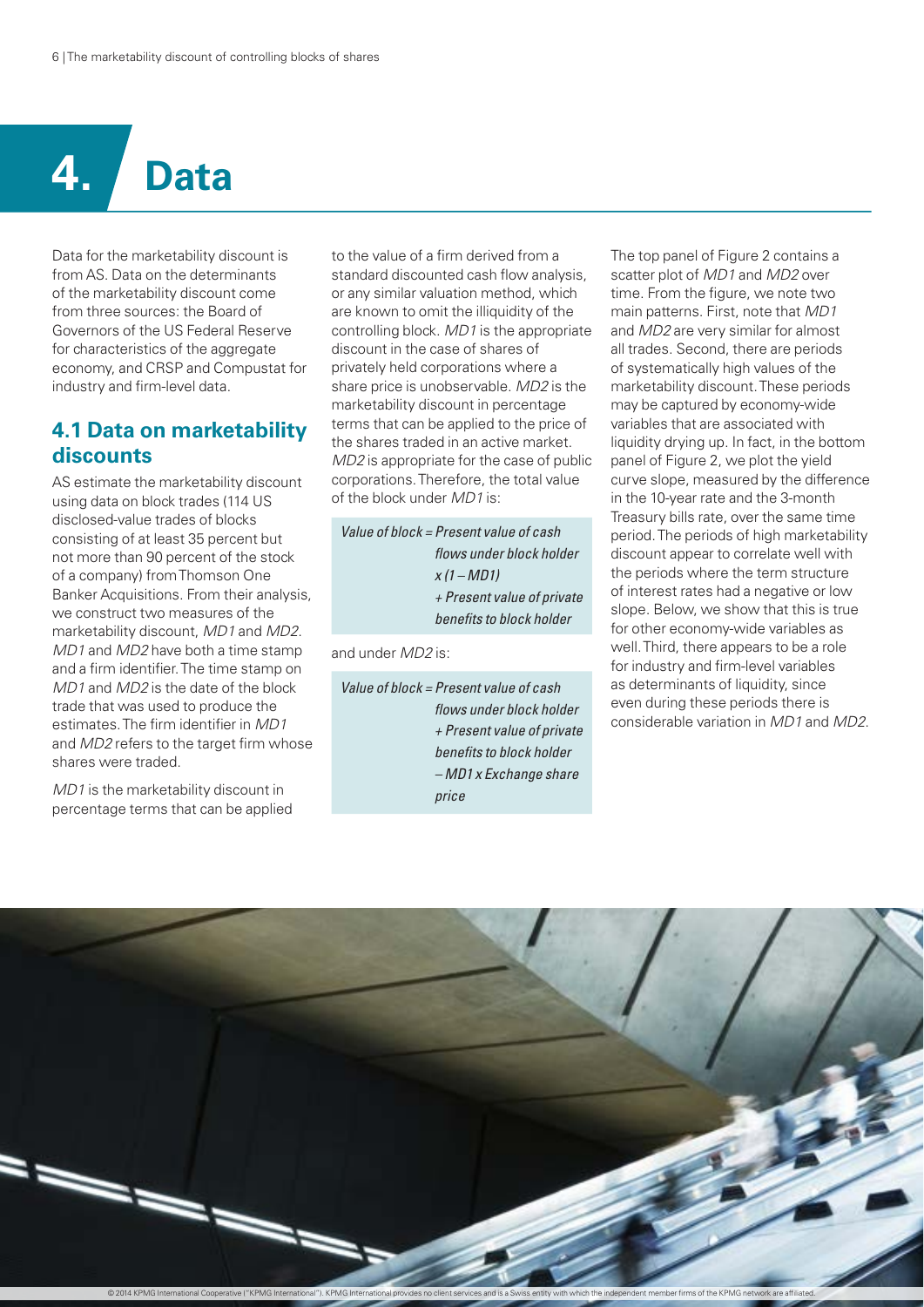# 4. Data

Data for the marketability discount is from AS. Data on the determinants of the marketability discount come from three sources: the Board of Governors of the US Federal Reserve for characteristics of the aggregate economy, and CRSP and Compustat for industry and firm-level data.

## 4.1 Data on marketability discounts

AS estimate the marketability discount using data on block trades (114 US disclosed-value trades of blocks consisting of at least 35 percent but not more than 90 percent of the stock of a company) from Thomson One Banker Acquisitions. From their analysis, we construct two measures of the marketability discount, *MD1* and *MD2*. *MD1* and *MD2* have both a time stamp and a firm identifier. The time stamp on *MD1* and *MD2* is the date of the block trade that was used to produce the estimates. The firm identifier in *MD1* and *MD2* refers to the target firm whose shares were traded.

*MD1* is the marketability discount in percentage terms that can be applied to the value of a firm derived from a standard discounted cash flow analysis, or any similar valuation method, which are known to omit the illiquidity of the controlling block. *MD1* is the appropriate discount in the case of shares of privately held corporations where a share price is unobservable. *MD2* is the marketability discount in percentage terms that can be applied to the price of the shares traded in an active market. *MD2* is appropriate for the case of public corporations. Therefore, the total value of the block under *MD1* is:

*Value of block = Present value of cash flows under block holder x (1 – MD1) + Present value of private benefits to block holder*

and under *MD2* is:

*Value of block = Present value of cash flows under block holder + Present value of private benefits to block holder – MD1 x Exchange share price*

The top panel of Figure 2 contains a scatter plot of *MD1* and *MD2* over time. From the figure, we note two main patterns. First, note that *MD1* and *MD2* are very similar for almost all trades. Second, there are periods of systematically high values of the marketability discount. These periods may be captured by economy-wide variables that are associated with liquidity drying up. In fact, in the bottom panel of Figure 2, we plot the yield curve slope, measured by the difference in the 10-year rate and the 3-month Treasury bills rate, over the same time period. The periods of high marketability discount appear to correlate well with the periods where the term structure of interest rates had a negative or low slope. Below, we show that this is true for other economy-wide variables as well. Third, there appears to be a role for industry and firm-level variables as determinants of liquidity, since even during these periods there is considerable variation in *MD1* and *MD2*.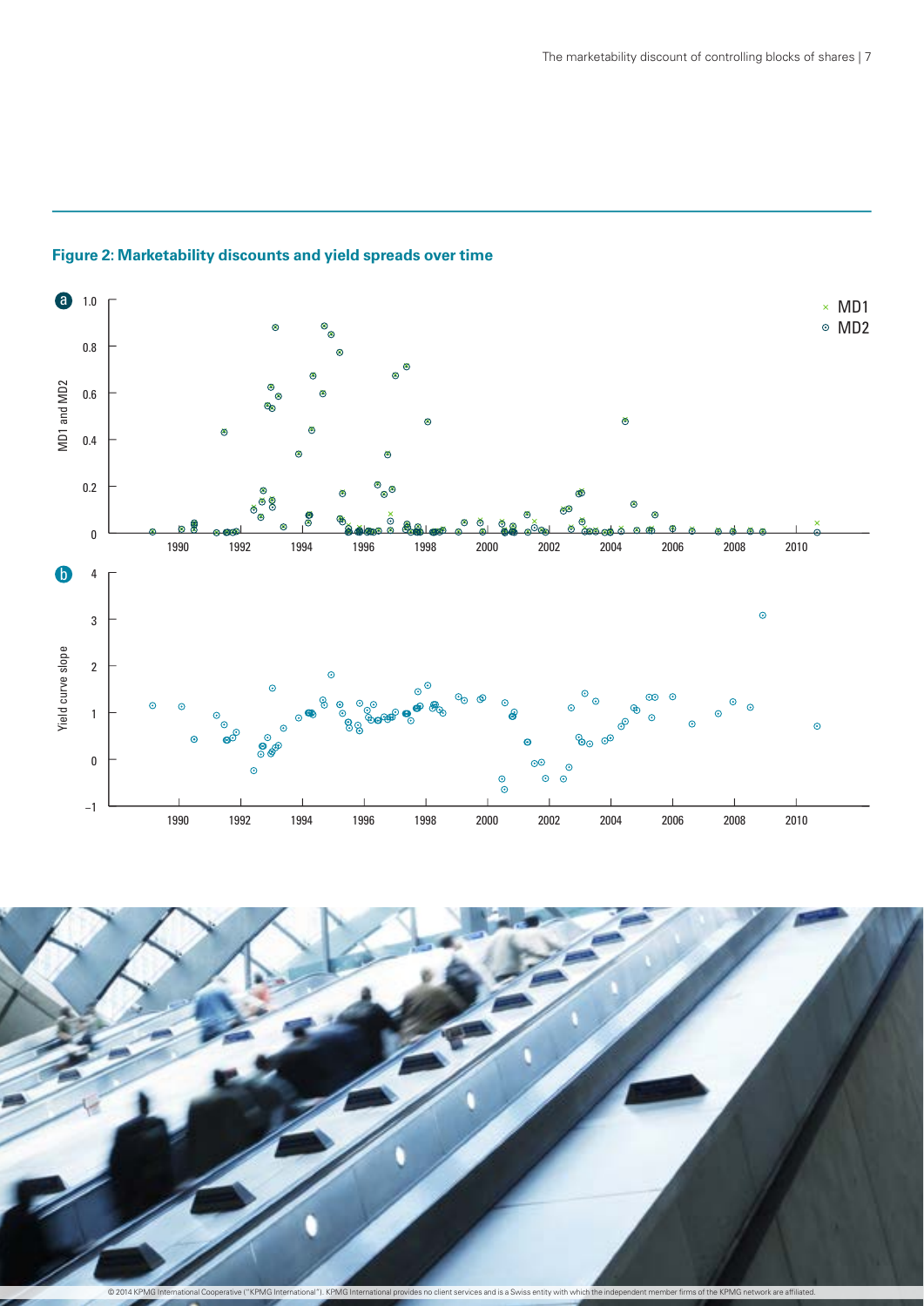**Figure 2: Marketability discounts and yield spreads over time**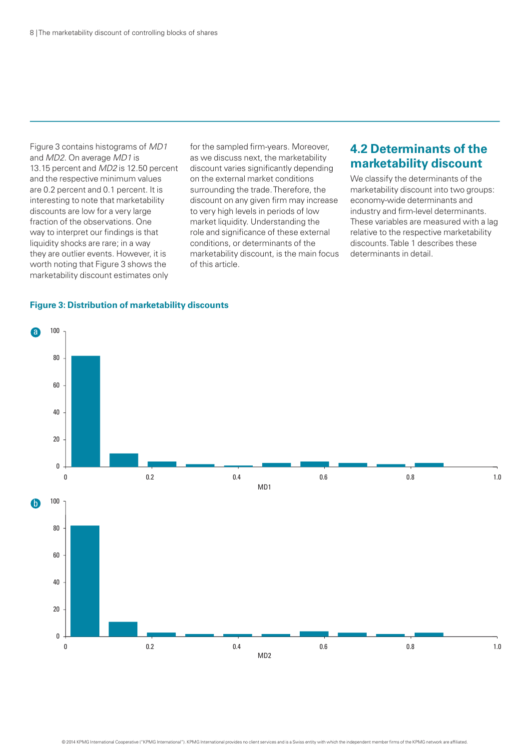Figure 3 contains histograms of *MD1* and *MD2*. On average *MD1* is 13.15 percent and *MD2* is 12.50 percent and the respective minimum values are 0.2 percent and 0.1 percent. It is interesting to note that marketability discounts are low for a very large fraction of the observations. One way to interpret our findings is that liquidity shocks are rare; in a way they are outlier events. However, it is worth noting that Figure 3 shows the marketability discount estimates only for the sampled firm-years. Moreover, as we discuss next, the marketability discount varies significantly depending on the external market conditions surrounding the trade. Therefore, the discount on any given firm may increase to very high levels in periods of low market liquidity. Understanding the role and significance of these external conditions, or determinants of the marketability discount, is the main focus of this article.

## 4.2 Determinants of the marketability discount

We classify the determinants of the marketability discount into two groups: economy-wide determinants and industry and firm-level determinants. These variables are measured with a lag relative to the respective marketability discounts. Table 1 describes these determinants in detail.

**Figure 3: Distribution of marketability discounts**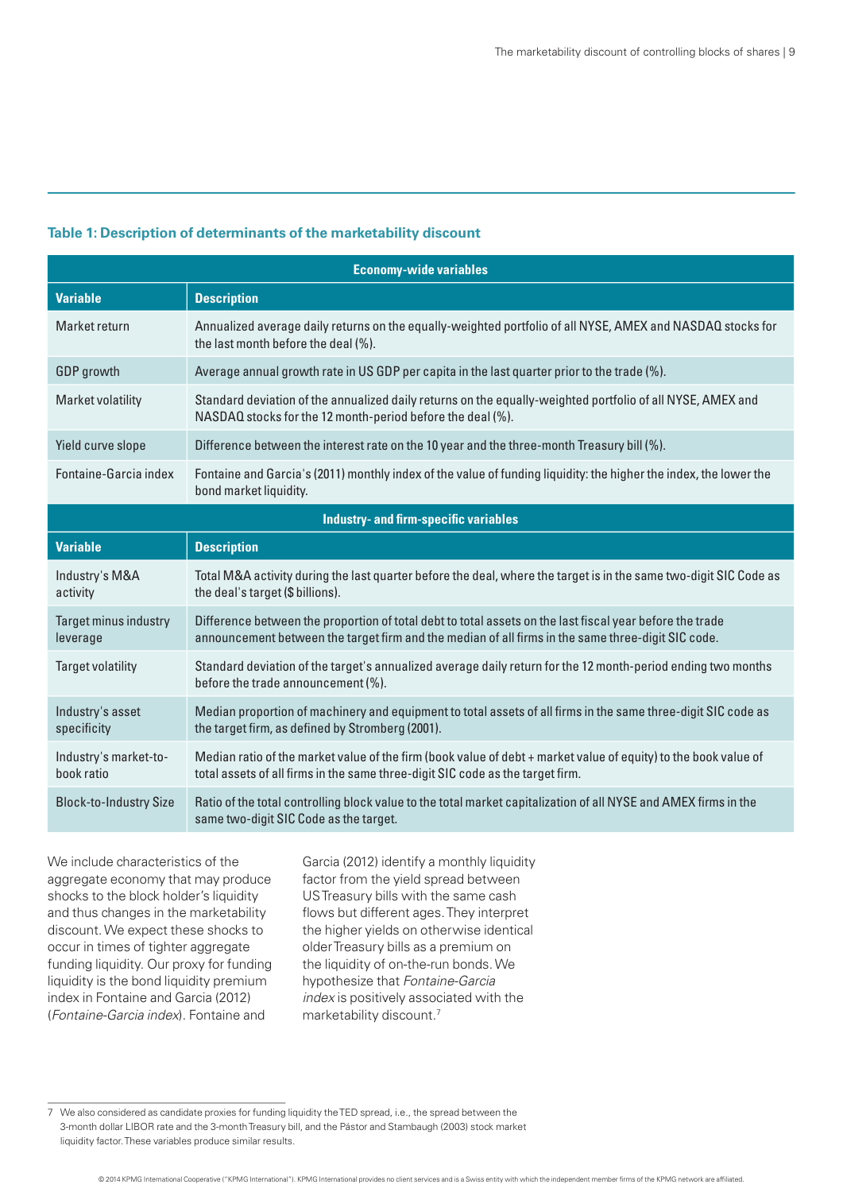**Table 1: Description of determinants of the marketability discount**

| Economy-wide variables | |
|---|---|
| **Variable** | **Description** |
| Market return | Annualized average daily returns on the equally-weighted portfolio of all NYSE, AMEX and NASDAQ stocks for the last month before the deal (%). |
| GDP growth | Average annual growth rate in US GDP per capita in the last quarter prior to the trade (%). |
| Market volatility | Standard deviation of the annualized daily returns on the equally-weighted portfolio of all NYSE, AMEX and NASDAQ stocks for the 12 month-period before the deal (%). |
| Yield curve slope | Difference between the interest rate on the 10 year and the three-month Treasury bill (%). |
| Fontaine-Garcia index | Fontaine and Garcia's (2011) monthly index of the value of funding liquidity: the higher the index, the lower the bond market liquidity. |
| **Industry- and firm-specific variables** | |
| **Variable** | **Description** |
| Industry's M&A activity | Total M&A activity during the last quarter before the deal, where the target is in the same two-digit SIC Code as the deal's target ($ billions). |
| Target minus industry leverage | Difference between the proportion of total debt to total assets on the last fiscal year before the trade announcement between the target firm and the median of all firms in the same three-digit SIC code. |
| Target volatility | Standard deviation of the target's annualized average daily return for the 12 month-period ending two months before the trade announcement (%). |
| Industry's asset specificity | Median proportion of machinery and equipment to total assets of all firms in the same three-digit SIC code as the target firm, as defined by Stromberg (2001). |
| Industry's market-to-book ratio | Median ratio of the market value of the firm (book value of debt + market value of equity) to the book value of total assets of all firms in the same three-digit SIC code as the target firm. |
| Block-to-Industry Size | Ratio of the total controlling block value to the total market capitalization of all NYSE and AMEX firms in the same two-digit SIC Code as the target. |

We include characteristics of the aggregate economy that may produce shocks to the block holder's liquidity and thus changes in the marketability discount. We expect these shocks to occur in times of tighter aggregate funding liquidity. Our proxy for funding liquidity is the bond liquidity premium index in Fontaine and Garcia (2012) (*Fontaine-Garcia index*). Fontaine and Garcia (2012) identify a monthly liquidity factor from the yield spread between US Treasury bills with the same cash flows but different ages. They interpret the higher yields on otherwise identical older Treasury bills as a premium on the liquidity of on-the-run bonds. We hypothesize that *Fontaine-Garcia index* is positively associated with the marketability discount.[7]

---

7 We also considered as candidate proxies for funding liquidity the TED spread, i.e., the spread between the 3-month dollar LIBOR rate and the 3-month Treasury bill, and the Pástor and Stambaugh (2003) stock market liquidity factor. These variables produce similar results.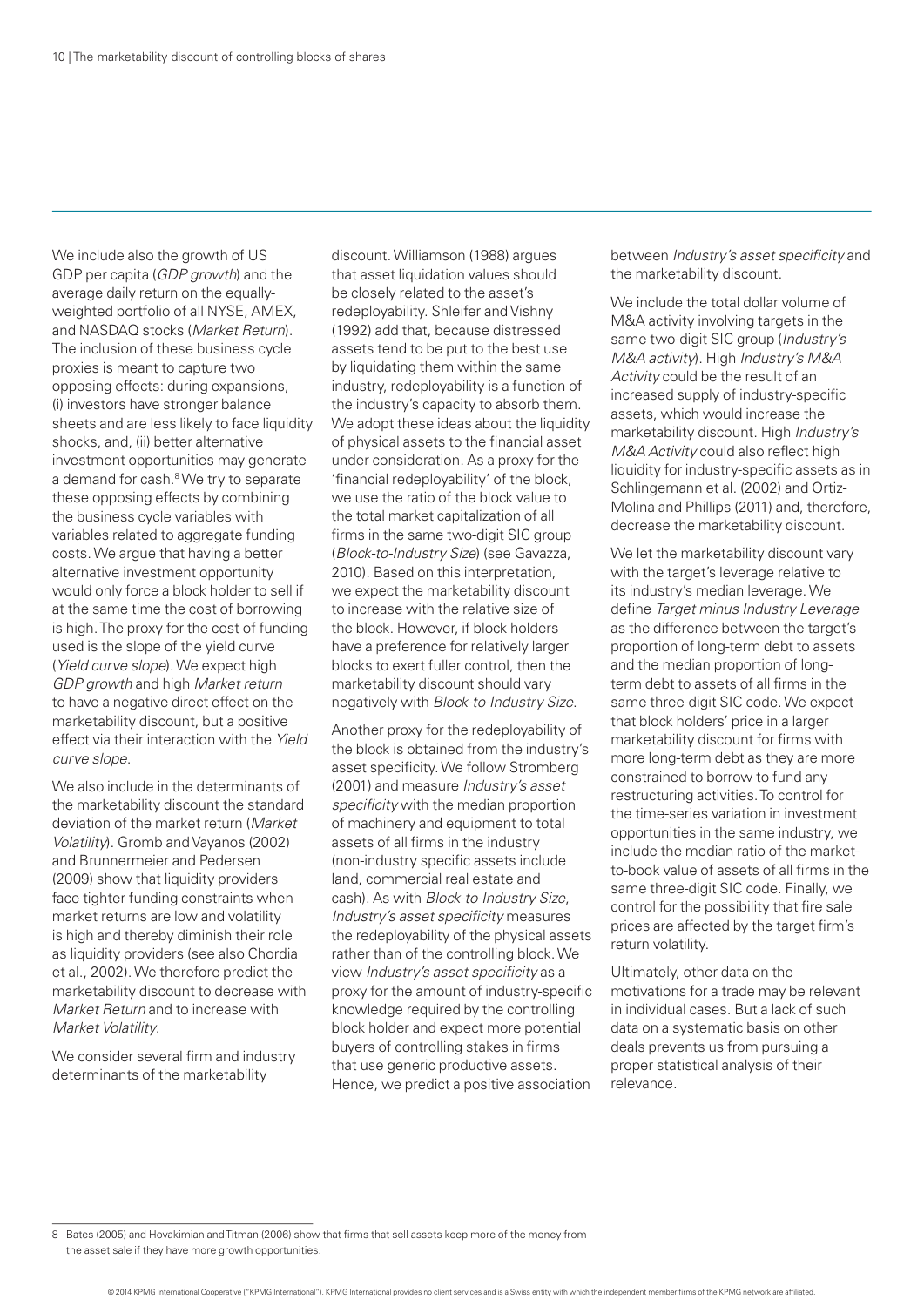We include also the growth of US GDP per capita (*GDP growth*) and the average daily return on the equally-weighted portfolio of all NYSE, AMEX, and NASDAQ stocks (*Market Return*). The inclusion of these business cycle proxies is meant to capture two opposing effects: during expansions, (i) investors have stronger balance sheets and are less likely to face liquidity shocks, and, (ii) better alternative investment opportunities may generate a demand for cash.[8] We try to separate these opposing effects by combining the business cycle variables with variables related to aggregate funding costs. We argue that having a better alternative investment opportunity would only force a block holder to sell if at the same time the cost of borrowing is high. The proxy for the cost of funding used is the slope of the yield curve (*Yield curve slope*). We expect high *GDP growth* and high *Market return* to have a negative direct effect on the marketability discount, but a positive effect via their interaction with the *Yield curve slope*.

We also include in the determinants of the marketability discount the standard deviation of the market return (*Market Volatility*). Gromb and Vayanos (2002) and Brunnermeier and Pedersen (2009) show that liquidity providers face tighter funding constraints when market returns are low and volatility is high and thereby diminish their role as liquidity providers (see also Chordia et al., 2002). We therefore predict the marketability discount to decrease with *Market Return* and to increase with *Market Volatility*.

We consider several firm and industry determinants of the marketability discount. Williamson (1988) argues that asset liquidation values should be closely related to the asset's redeployability. Shleifer and Vishny (1992) add that, because distressed assets tend to be put to the best use by liquidating them within the same industry, redeployability is a function of the industry's capacity to absorb them. We adopt these ideas about the liquidity of physical assets to the financial asset under consideration. As a proxy for the 'financial redeployability' of the block, we use the ratio of the block value to the total market capitalization of all firms in the same two-digit SIC group (*Block-to-Industry Size*) (see Gavazza, 2010). Based on this interpretation, we expect the marketability discount to increase with the relative size of the block. However, if block holders have a preference for relatively larger blocks to exert fuller control, then the marketability discount should vary negatively with *Block-to-Industry Size*.

Another proxy for the redeployability of the block is obtained from the industry's asset specificity. We follow Stromberg (2001) and measure *Industry's asset specificity* with the median proportion of machinery and equipment to total assets of all firms in the industry (non-industry specific assets include land, commercial real estate and cash). As with *Block-to-Industry Size*, *Industry's asset specificity* measures the redeployability of the physical assets rather than of the controlling block. We view *Industry's asset specificity* as a proxy for the amount of industry-specific knowledge required by the controlling block holder and expect more potential buyers of controlling stakes in firms that use generic productive assets. Hence, we predict a positive association between *Industry's asset specificity* and the marketability discount.

We include the total dollar volume of M&A activity involving targets in the same two-digit SIC group (*Industry's M&A activity*). High *Industry's M&A Activity* could be the result of an increased supply of industry-specific assets, which would increase the marketability discount. High *Industry's M&A Activity* could also reflect high liquidity for industry-specific assets as in Schlingemann et al. (2002) and Ortiz-Molina and Phillips (2011) and, therefore, decrease the marketability discount.

We let the marketability discount vary with the target's leverage relative to its industry's median leverage. We define *Target minus Industry Leverage* as the difference between the target's proportion of long-term debt to assets and the median proportion of long-term debt to assets of all firms in the same three-digit SIC code. We expect that block holders' price in a larger marketability discount for firms with more long-term debt as they are more constrained to borrow to fund any restructuring activities. To control for the time-series variation in investment opportunities in the same industry, we include the median ratio of the market-to-book value of assets of all firms in the same three-digit SIC code. Finally, we control for the possibility that fire sale prices are affected by the target firm's return volatility.

Ultimately, other data on the motivations for a trade may be relevant in individual cases. But a lack of such data on a systematic basis on other deals prevents us from pursuing a proper statistical analysis of their relevance.

---

[8] Bates (2005) and Hovakimian and Titman (2006) show that firms that sell assets keep more of the money from the asset sale if they have more growth opportunities.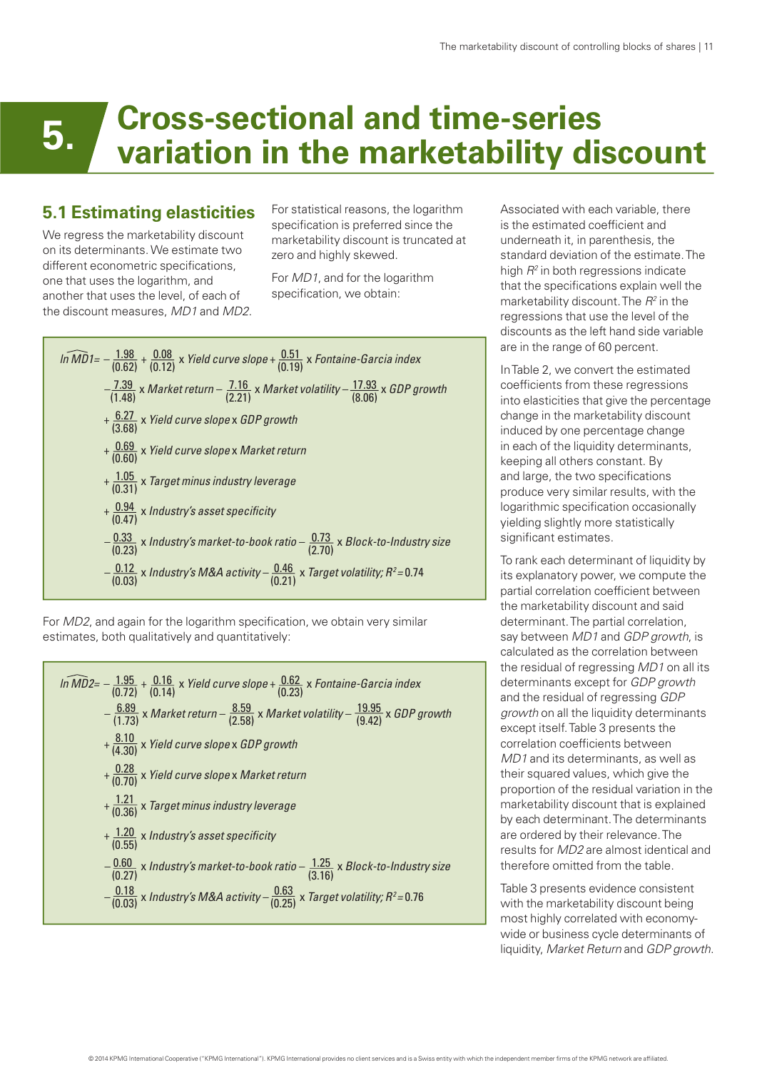# 5. Cross-sectional and time-series variation in the marketability discount

## 5.1 Estimating elasticities

We regress the marketability discount on its determinants. We estimate two different econometric specifications, one that uses the logarithm, and another that uses the level, of each of the discount measures, *MD1* and *MD2*.

For statistical reasons, the logarithm specification is preferred since the marketability discount is truncated at zero and highly skewed.

For *MD1*, and for the logarithm specification, we obtain:

$$
\begin{aligned}
\widehat{\ln MD1} = & -\underset{(0.62)}{1.98} + \underset{(0.12)}{0.08} \times \textit{Yield curve slope} + \underset{(0.19)}{0.51} \times \textit{Fontaine-Garcia index} \\
& -\underset{(1.48)}{7.39} \times \textit{Market return} - \underset{(2.21)}{7.16} \times \textit{Market volatility} - \underset{(8.06)}{17.93} \times \textit{GDP growth} \\
& +\underset{(3.68)}{6.27} \times \textit{Yield curve slope} \times \textit{GDP growth} \\
& +\underset{(0.60)}{0.69} \times \textit{Yield curve slope} \times \textit{Market return} \\
& +\underset{(0.31)}{1.05} \times \textit{Target minus industry leverage} \\
& +\underset{(0.47)}{0.94} \times \textit{Industry's asset specificity} \\
& -\underset{(0.23)}{0.33} \times \textit{Industry's market-to-book ratio} - \underset{(2.70)}{0.73} \times \textit{Block-to-Industry size} \\
& -\underset{(0.03)}{0.12} \times \textit{Industry's M\&A activity} - \underset{(0.21)}{0.46} \times \textit{Target volatility};\ R^2 = 0.74
\end{aligned}
$$

For *MD2*, and again for the logarithm specification, we obtain very similar estimates, both qualitatively and quantitatively:

$$
\begin{aligned}
\widehat{\ln MD2} = & -\underset{(0.72)}{1.95} + \underset{(0.14)}{0.16} \times \textit{Yield curve slope} + \underset{(0.23)}{0.62} \times \textit{Fontaine-Garcia index} \\
& -\underset{(1.73)}{6.89} \times \textit{Market return} - \underset{(2.58)}{8.59} \times \textit{Market volatility} - \underset{(9.42)}{19.95} \times \textit{GDP growth} \\
& +\underset{(4.30)}{8.10} \times \textit{Yield curve slope} \times \textit{GDP growth} \\
& +\underset{(0.70)}{0.28} \times \textit{Yield curve slope} \times \textit{Market return} \\
& +\underset{(0.36)}{1.21} \times \textit{Target minus industry leverage} \\
& +\underset{(0.55)}{1.20} \times \textit{Industry's asset specificity} \\
& -\underset{(0.27)}{0.60} \times \textit{Industry's market-to-book ratio} - \underset{(3.16)}{1.25} \times \textit{Block-to-Industry size} \\
& -\underset{(0.03)}{0.18} \times \textit{Industry's M\&A activity} - \underset{(0.25)}{0.63} \times \textit{Target volatility};\ R^2 = 0.76
\end{aligned}
$$

Associated with each variable, there is the estimated coefficient and underneath it, in parenthesis, the standard deviation of the estimate. The high $R^2$ in both regressions indicate that the specifications explain well the marketability discount. The $R^2$ in the regressions that use the level of the discounts as the left hand side variable are in the range of 60 percent.

In Table 2, we convert the estimated coefficients from these regressions into elasticities that give the percentage change in the marketability discount induced by one percentage change in each of the liquidity determinants, keeping all others constant. By and large, the two specifications produce very similar results, with the logarithmic specification occasionally yielding slightly more statistically significant estimates.

To rank each determinant of liquidity by its explanatory power, we compute the partial correlation coefficient between the marketability discount and said determinant. The partial correlation, say between *MD1* and *GDP growth*, is calculated as the correlation between the residual of regressing *MD1* on all its determinants except for *GDP growth* and the residual of regressing *GDP growth* on all the liquidity determinants except itself. Table 3 presents the correlation coefficients between *MD1* and its determinants, as well as their squared values, which give the proportion of the residual variation in the marketability discount that is explained by each determinant. The determinants are ordered by their relevance. The results for *MD2* are almost identical and therefore omitted from the table.

Table 3 presents evidence consistent with the marketability discount being most highly correlated with economy-wide or business cycle determinants of liquidity, *Market Return* and *GDP growth*.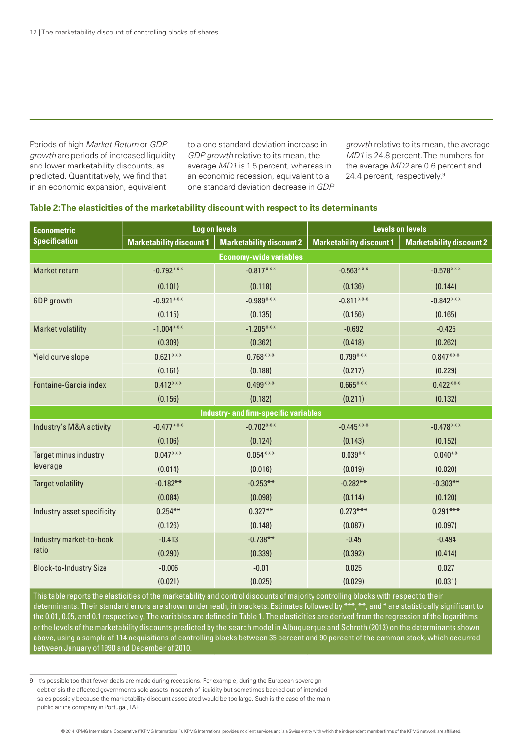Periods of high *Market Return* or *GDP growth* are periods of increased liquidity and lower marketability discounts, as predicted. Quantitatively, we find that in an economic expansion, equivalent to a one standard deviation increase in *GDP growth* relative to its mean, the average *MD1* is 1.5 percent, whereas in an economic recession, equivalent to a one standard deviation decrease in *GDP growth* relative to its mean, the average *MD1* is 24.8 percent. The numbers for the average *MD2* are 0.6 percent and 24.4 percent, respectively.[9]

**Table 2: The elasticities of the marketability discount with respect to its determinants**

| Econometric Specification | Log on levels | | Levels on levels | |
|---|---|---|---|---|
| | Marketability discount 1 | Marketability discount 2 | Marketability discount 1 | Marketability discount 2 |
| **Economy-wide variables** | | | | |
| Market return | -0.792*** | -0.817*** | -0.563*** | -0.578*** |
| | (0.101) | (0.118) | (0.136) | (0.144) |
| GDP growth | -0.921*** | -0.989*** | -0.811*** | -0.842*** |
| | (0.115) | (0.135) | (0.156) | (0.165) |
| Market volatility | -1.004*** | -1.205*** | -0.692 | -0.425 |
| | (0.309) | (0.362) | (0.418) | (0.262) |
| Yield curve slope | 0.621*** | 0.768*** | 0.799*** | 0.847*** |
| | (0.161) | (0.188) | (0.217) | (0.229) |
| Fontaine-Garcia index | 0.412*** | 0.499*** | 0.665*** | 0.422*** |
| | (0.156) | (0.182) | (0.211) | (0.132) |
| **Industry- and firm-specific variables** | | | | |
| Industry's M&A activity | -0.477*** | -0.702*** | -0.445*** | -0.478*** |
| | (0.106) | (0.124) | (0.143) | (0.152) |
| Target minus industry leverage | 0.047*** | 0.054*** | 0.039** | 0.040** |
| | (0.014) | (0.016) | (0.019) | (0.020) |
| Target volatility | -0.182** | -0.253** | -0.282** | -0.303** |
| | (0.084) | (0.098) | (0.114) | (0.120) |
| Industry asset specificity | 0.254** | 0.327** | 0.273*** | 0.291*** |
| | (0.126) | (0.148) | (0.087) | (0.097) |
| Industry market-to-book ratio | -0.413 | -0.738** | -0.45 | -0.494 |
| | (0.290) | (0.339) | (0.392) | (0.414) |
| Block-to-Industry Size | -0.006 | -0.01 | 0.025 | 0.027 |
| | (0.021) | (0.025) | (0.029) | (0.031) |

This table reports the elasticities of the marketability and control discounts of majority controlling blocks with respect to their determinants. Their standard errors are shown underneath, in brackets. Estimates followed by ***, **, and * are statistically significant to the 0.01, 0.05, and 0.1 respectively. The variables are defined in Table 1. The elasticities are derived from the regression of the logarithms or the levels of the marketability discounts predicted by the search model in Albuquerque and Schroth (2013) on the determinants shown above, using a sample of 114 acquisitions of controlling blocks between 35 percent and 90 percent of the common stock, which occurred between January of 1990 and December of 2010.

9 It's possible too that fewer deals are made during recessions. For example, during the European sovereign debt crisis the affected governments sold assets in search of liquidity but sometimes backed out of intended sales possibly because the marketability discount associated would be too large. Such is the case of the main public airline company in Portugal, TAP.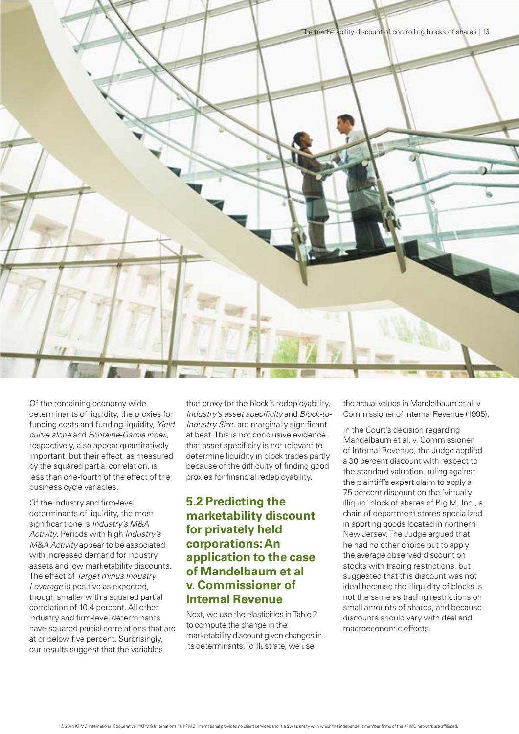Of the remaining economy-wide determinants of liquidity, the proxies for funding costs and funding liquidity, *Yield curve slope* and *Fontaine-Garcia index*, respectively, also appear quantitatively important, but their effect, as measured by the squared partial correlation, is less than one-fourth of the effect of the business cycle variables.

Of the industry and firm-level determinants of liquidity, the most significant one is *Industry's M&A Activity*. Periods with high *Industry's M&A Activity* appear to be associated with increased demand for industry assets and low marketability discounts. The effect of *Target minus Industry Leverage* is positive as expected, though smaller with a squared partial correlation of 10.4 percent. All other industry and firm-level determinants have squared partial correlations that are at or below five percent. Surprisingly, our results suggest that the variables that proxy for the block's redeployability, *Industry's asset specificity* and *Block-to-Industry Size*, are marginally significant at best. This is not conclusive evidence that asset specificity is not relevant to determine liquidity in block trades partly because of the difficulty of finding good proxies for financial redeployability.

## 5.2 Predicting the marketability discount for privately held corporations: An application to the case of Mandelbaum et al v. Commissioner of Internal Revenue

Next, we use the elasticities in Table 2 to compute the change in the marketability discount given changes in its determinants. To illustrate, we use the actual values in Mandelbaum et al. v. Commissioner of Internal Revenue (1995).

In the Court's decision regarding Mandelbaum et al. v. Commissioner of Internal Revenue, the Judge applied a 30 percent discount with respect to the standard valuation, ruling against the plaintiff's expert claim to apply a 75 percent discount on the 'virtually illiquid' block of shares of Big M, Inc., a chain of department stores specialized in sporting goods located in northern New Jersey. The Judge argued that he had no other choice but to apply the average observed discount on stocks with trading restrictions, but suggested that this discount was not ideal because the illiquidity of blocks is not the same as trading restrictions on small amounts of shares, and because discounts should vary with deal and macroeconomic effects.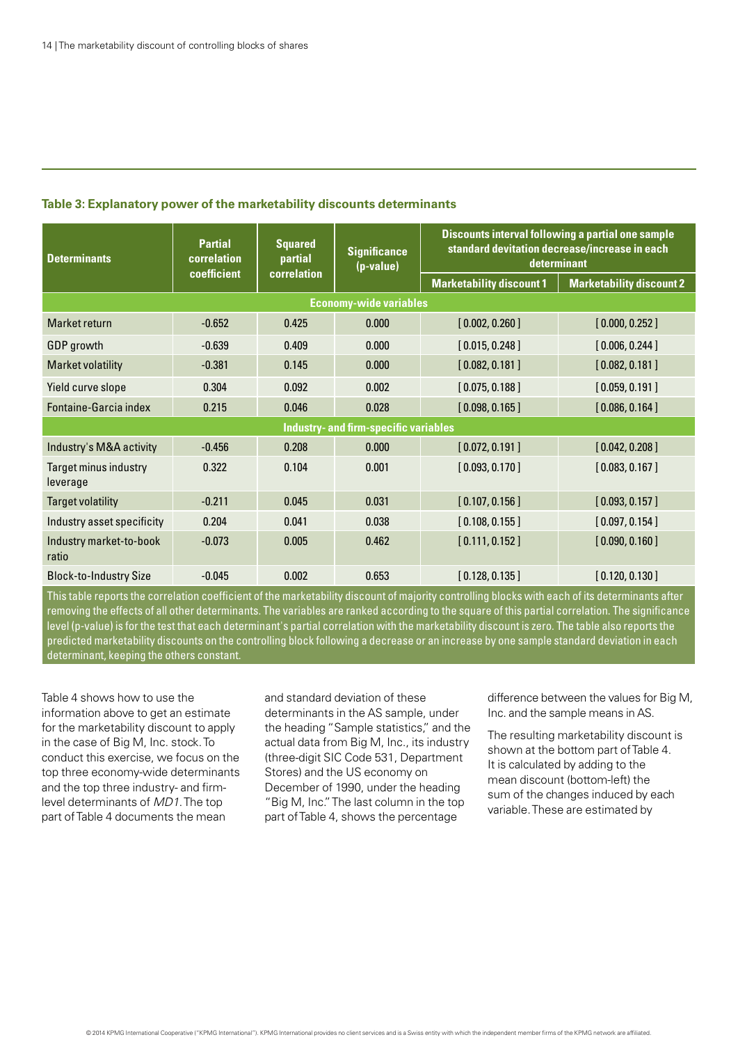**Table 3: Explanatory power of the marketability discounts determinants**

| Determinants | Partial correlation coefficient | Squared partial correlation | Significance (p-value) | Discounts interval following a partial one sample standard devitation decrease/increase in each determinant | |
|---|---|---|---|---|---|
| | | | | Marketability discount 1 | Marketability discount 2 |
| **Economy-wide variables** | | | | | |
| Market return | -0.652 | 0.425 | 0.000 | [ 0.002, 0.260 ] | [ 0.000, 0.252 ] |
| GDP growth | -0.639 | 0.409 | 0.000 | [ 0.015, 0.248 ] | [ 0.006, 0.244 ] |
| Market volatility | -0.381 | 0.145 | 0.000 | [ 0.082, 0.181 ] | [ 0.082, 0.181 ] |
| Yield curve slope | 0.304 | 0.092 | 0.002 | [ 0.075, 0.188 ] | [ 0.059, 0.191 ] |
| Fontaine-Garcia index | 0.215 | 0.046 | 0.028 | [ 0.098, 0.165 ] | [ 0.086, 0.164 ] |
| **Industry- and firm-specific variables** | | | | | |
| Industry's M&A activity | -0.456 | 0.208 | 0.000 | [ 0.072, 0.191 ] | [ 0.042, 0.208 ] |
| Target minus industry leverage | 0.322 | 0.104 | 0.001 | [ 0.093, 0.170 ] | [ 0.083, 0.167 ] |
| Target volatility | -0.211 | 0.045 | 0.031 | [ 0.107, 0.156 ] | [ 0.093, 0.157 ] |
| Industry asset specificity | 0.204 | 0.041 | 0.038 | [ 0.108, 0.155 ] | [ 0.097, 0.154 ] |
| Industry market-to-book ratio | -0.073 | 0.005 | 0.462 | [ 0.111, 0.152 ] | [ 0.090, 0.160 ] |
| Block-to-Industry Size | -0.045 | 0.002 | 0.653 | [ 0.128, 0.135 ] | [ 0.120, 0.130 ] |

This table reports the correlation coefficient of the marketability discount of majority controlling blocks with each of its determinants after removing the effects of all other determinants. The variables are ranked according to the square of this partial correlation. The significance level (p-value) is for the test that each determinant's partial correlation with the marketability discount is zero. The table also reports the predicted marketability discounts on the controlling block following a decrease or an increase by one sample standard deviation in each determinant, keeping the others constant.

Table 4 shows how to use the information above to get an estimate for the marketability discount to apply in the case of Big M, Inc. stock. To conduct this exercise, we focus on the top three economy-wide determinants and the top three industry- and firm-level determinants of *MD1*. The top part of Table 4 documents the mean and standard deviation of these determinants in the AS sample, under the heading "Sample statistics," and the actual data from Big M, Inc., its industry (three-digit SIC Code 531, Department Stores) and the US economy on December of 1990, under the heading "Big M, Inc." The last column in the top part of Table 4, shows the percentage difference between the values for Big M, Inc. and the sample means in AS.

The resulting marketability discount is shown at the bottom part of Table 4. It is calculated by adding to the mean discount (bottom-left) the sum of the changes induced by each variable. These are estimated by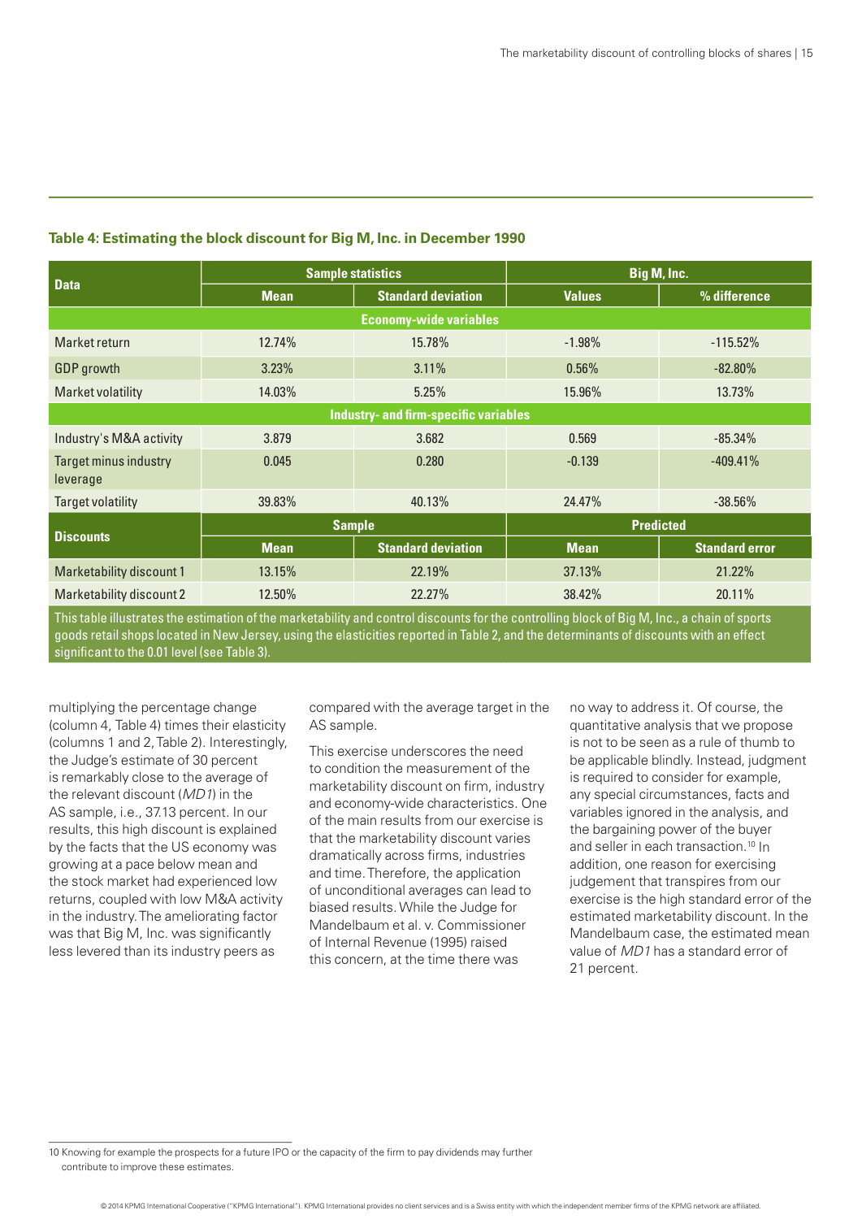**Table 4: Estimating the block discount for Big M, Inc. in December 1990**

| Data | Sample statistics | | Big M, Inc. | |
|---|---|---|---|---|
| | Mean | Standard deviation | Values | % difference |
| **Economy-wide variables** | | | | |
| Market return | 12.74% | 15.78% | -1.98% | -115.52% |
| GDP growth | 3.23% | 3.11% | 0.56% | -82.80% |
| Market volatility | 14.03% | 5.25% | 15.96% | 13.73% |
| **Industry- and firm-specific variables** | | | | |
| Industry's M&A activity | 3.879 | 3.682 | 0.569 | -85.34% |
| Target minus industry leverage | 0.045 | 0.280 | -0.139 | -409.41% |
| Target volatility | 39.83% | 40.13% | 24.47% | -38.56% |
| **Discounts** | **Sample** | | **Predicted** | |
| | **Mean** | **Standard deviation** | **Mean** | **Standard error** |
| Marketability discount 1 | 13.15% | 22.19% | 37.13% | 21.22% |
| Marketability discount 2 | 12.50% | 22.27% | 38.42% | 20.11% |

This table illustrates the estimation of the marketability and control discounts for the controlling block of Big M, Inc., a chain of sports goods retail shops located in New Jersey, using the elasticities reported in Table 2, and the determinants of discounts with an effect significant to the 0.01 level (see Table 3).

multiplying the percentage change (column 4, Table 4) times their elasticity (columns 1 and 2, Table 2). Interestingly, the Judge's estimate of 30 percent is remarkably close to the average of the relevant discount (*MD1*) in the AS sample, i.e., 37.13 percent. In our results, this high discount is explained by the facts that the US economy was growing at a pace below mean and the stock market had experienced low returns, coupled with low M&A activity in the industry. The ameliorating factor was that Big M, Inc. was significantly less levered than its industry peers as compared with the average target in the AS sample.

This exercise underscores the need to condition the measurement of the marketability discount on firm, industry and economy-wide characteristics. One of the main results from our exercise is that the marketability discount varies dramatically across firms, industries and time. Therefore, the application of unconditional averages can lead to biased results. While the Judge for Mandelbaum et al. v. Commissioner of Internal Revenue (1995) raised this concern, at the time there was no way to address it. Of course, the quantitative analysis that we propose is not to be seen as a rule of thumb to be applicable blindly. Instead, judgment is required to consider for example, any special circumstances, facts and variables ignored in the analysis, and the bargaining power of the buyer and seller in each transaction.[10] In addition, one reason for exercising judgement that transpires from our exercise is the high standard error of the estimated marketability discount. In the Mandelbaum case, the estimated mean value of *MD1* has a standard error of 21 percent.

---

10 Knowing for example the prospects for a future IPO or the capacity of the firm to pay dividends may further contribute to improve these estimates.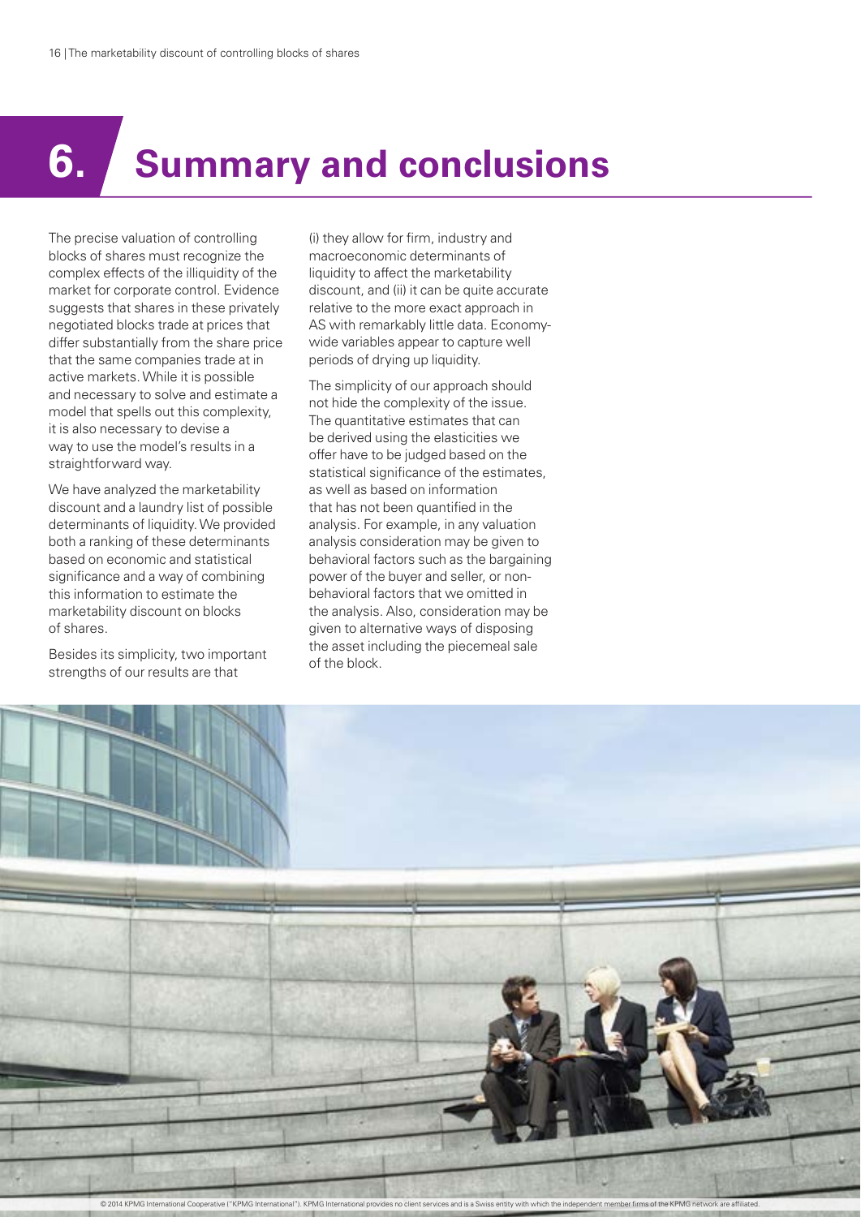# 6. Summary and conclusions

The precise valuation of controlling blocks of shares must recognize the complex effects of the illiquidity of the market for corporate control. Evidence suggests that shares in these privately negotiated blocks trade at prices that differ substantially from the share price that the same companies trade at in active markets. While it is possible and necessary to solve and estimate a model that spells out this complexity, it is also necessary to devise a way to use the model's results in a straightforward way.

We have analyzed the marketability discount and a laundry list of possible determinants of liquidity. We provided both a ranking of these determinants based on economic and statistical significance and a way of combining this information to estimate the marketability discount on blocks of shares.

Besides its simplicity, two important strengths of our results are that (i) they allow for firm, industry and macroeconomic determinants of liquidity to affect the marketability discount, and (ii) it can be quite accurate relative to the more exact approach in AS with remarkably little data. Economy-wide variables appear to capture well periods of drying up liquidity.

The simplicity of our approach should not hide the complexity of the issue. The quantitative estimates that can be derived using the elasticities we offer have to be judged based on the statistical significance of the estimates, as well as based on information that has not been quantified in the analysis. For example, in any valuation analysis consideration may be given to behavioral factors such as the bargaining power of the buyer and seller, or non-behavioral factors that we omitted in the analysis. Also, consideration may be given to alternative ways of disposing the asset including the piecemeal sale of the block.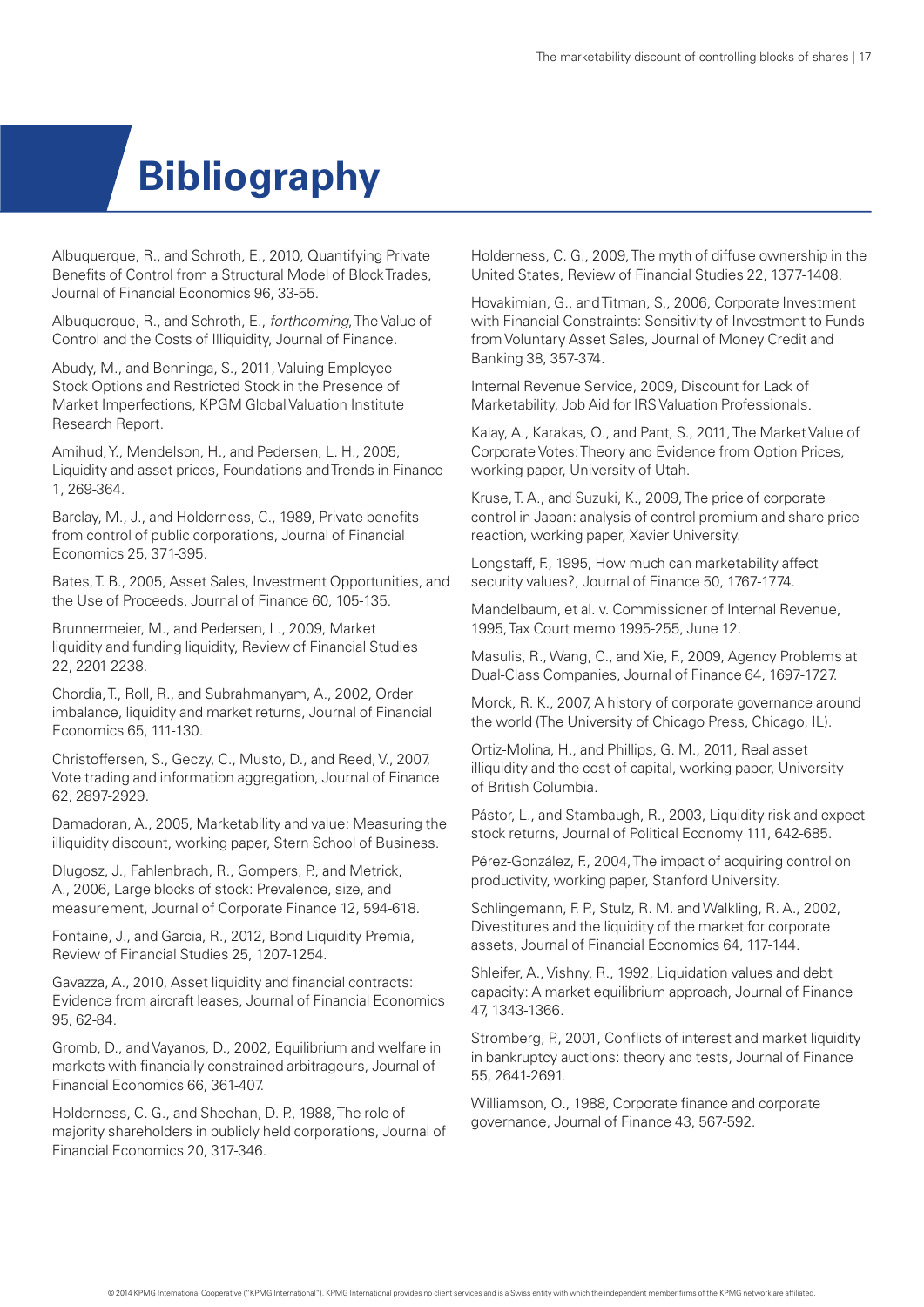# Bibliography

Albuquerque, R., and Schroth, E., 2010, Quantifying Private Benefits of Control from a Structural Model of Block Trades, Journal of Financial Economics 96, 33-55.

Albuquerque, R., and Schroth, E., *forthcoming*, The Value of Control and the Costs of Illiquidity, Journal of Finance.

Abudy, M., and Benninga, S., 2011, Valuing Employee Stock Options and Restricted Stock in the Presence of Market Imperfections, KPGM Global Valuation Institute Research Report.

Amihud, Y., Mendelson, H., and Pedersen, L. H., 2005, Liquidity and asset prices, Foundations and Trends in Finance 1, 269-364.

Barclay, M., J., and Holderness, C., 1989, Private benefits from control of public corporations, Journal of Financial Economics 25, 371-395.

Bates, T. B., 2005, Asset Sales, Investment Opportunities, and the Use of Proceeds, Journal of Finance 60, 105-135.

Brunnermeier, M., and Pedersen, L., 2009, Market liquidity and funding liquidity, Review of Financial Studies 22, 2201-2238.

Chordia, T., Roll, R., and Subrahmanyam, A., 2002, Order imbalance, liquidity and market returns, Journal of Financial Economics 65, 111-130.

Christoffersen, S., Geczy, C., Musto, D., and Reed, V., 2007, Vote trading and information aggregation, Journal of Finance 62, 2897-2929.

Damadoran, A., 2005, Marketability and value: Measuring the illiquidity discount, working paper, Stern School of Business.

Dlugosz, J., Fahlenbrach, R., Gompers, P., and Metrick, A., 2006, Large blocks of stock: Prevalence, size, and measurement, Journal of Corporate Finance 12, 594-618.

Fontaine, J., and Garcia, R., 2012, Bond Liquidity Premia, Review of Financial Studies 25, 1207-1254.

Gavazza, A., 2010, Asset liquidity and financial contracts: Evidence from aircraft leases, Journal of Financial Economics 95, 62-84.

Gromb, D., and Vayanos, D., 2002, Equilibrium and welfare in markets with financially constrained arbitrageurs, Journal of Financial Economics 66, 361-407.

Holderness, C. G., and Sheehan, D. P., 1988, The role of majority shareholders in publicly held corporations, Journal of Financial Economics 20, 317-346.

Holderness, C. G., 2009, The myth of diffuse ownership in the United States, Review of Financial Studies 22, 1377-1408.

Hovakimian, G., and Titman, S., 2006, Corporate Investment with Financial Constraints: Sensitivity of Investment to Funds from Voluntary Asset Sales, Journal of Money Credit and Banking 38, 357-374.

Internal Revenue Service, 2009, Discount for Lack of Marketability, Job Aid for IRS Valuation Professionals.

Kalay, A., Karakas, O., and Pant, S., 2011, The Market Value of Corporate Votes: Theory and Evidence from Option Prices, working paper, University of Utah.

Kruse, T. A., and Suzuki, K., 2009, The price of corporate control in Japan: analysis of control premium and share price reaction, working paper, Xavier University.

Longstaff, F., 1995, How much can marketability affect security values?, Journal of Finance 50, 1767-1774.

Mandelbaum, et al. v. Commissioner of Internal Revenue, 1995, Tax Court memo 1995-255, June 12.

Masulis, R., Wang, C., and Xie, F., 2009, Agency Problems at Dual-Class Companies, Journal of Finance 64, 1697-1727.

Morck, R. K., 2007, A history of corporate governance around the world (The University of Chicago Press, Chicago, IL).

Ortiz-Molina, H., and Phillips, G. M., 2011, Real asset illiquidity and the cost of capital, working paper, University of British Columbia.

Pástor, L., and Stambaugh, R., 2003, Liquidity risk and expect stock returns, Journal of Political Economy 111, 642-685.

Pérez-González, F., 2004, The impact of acquiring control on productivity, working paper, Stanford University.

Schlingemann, F. P., Stulz, R. M. and Walkling, R. A., 2002, Divestitures and the liquidity of the market for corporate assets, Journal of Financial Economics 64, 117-144.

Shleifer, A., Vishny, R., 1992, Liquidation values and debt capacity: A market equilibrium approach, Journal of Finance 47, 1343-1366.

Stromberg, P., 2001, Conflicts of interest and market liquidity in bankruptcy auctions: theory and tests, Journal of Finance 55, 2641-2691.

Williamson, O., 1988, Corporate finance and corporate governance, Journal of Finance 43, 567-592.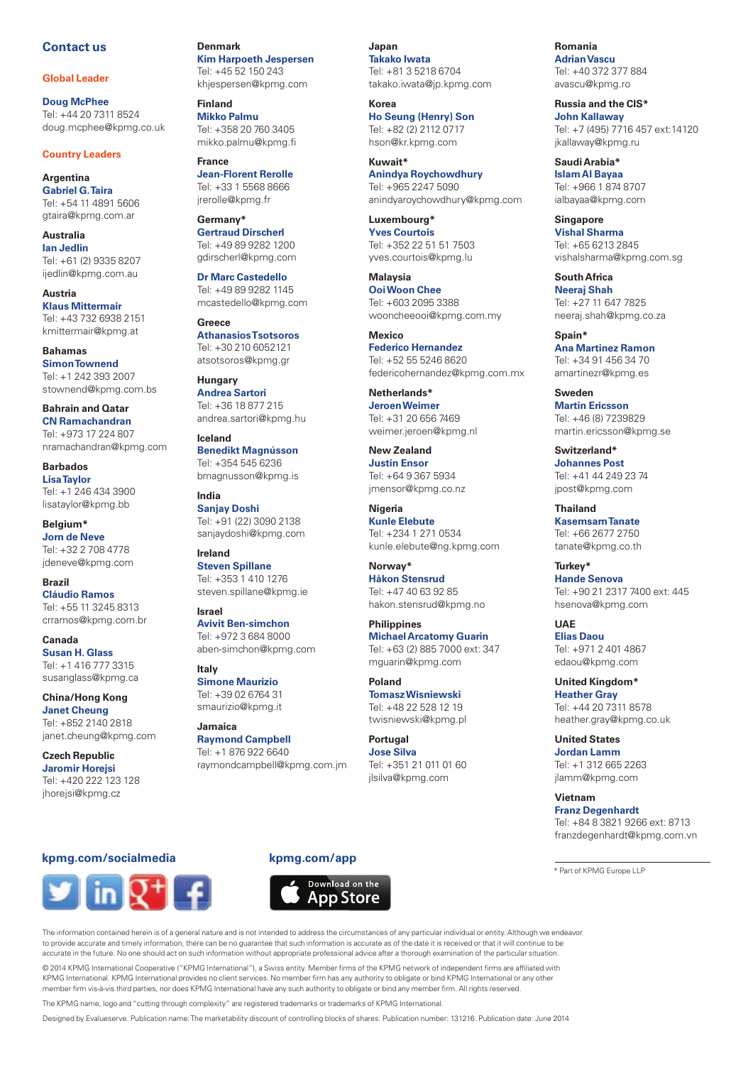## Contact us

### Global Leader

**Doug McPhee**
Tel: +44 20 7311 8524
doug.mcphee@kpmg.co.uk

### Country Leaders

**Argentina**
**Gabriel G. Taira**
Tel: +54 11 4891 5606
gtaira@kpmg.com.ar

**Australia**
**Ian Jedlin**
Tel: +61 (2) 9335 8207
ijedlin@kpmg.com.au

**Austria**
**Klaus Mittermair**
Tel: +43 732 6938 2151
kmittermair@kpmg.at

**Bahamas**
**Simon Townend**
Tel: +1 242 393 2007
stownend@kpmg.com.bs

**Bahrain and Qatar**
**CN Ramachandran**
Tel: +973 17 224 807
nramachandran@kpmg.com

**Barbados**
**Lisa Taylor**
Tel: +1 246 434 3900
lisataylor@kpmg.bb

**Belgium***
**Jorn de Neve**
Tel: +32 2 708 4778
jdeneve@kpmg.com

**Brazil**
**Cláudio Ramos**
Tel: +55 11 3245 8313
crramos@kpmg.com.br

**Canada**
**Susan H. Glass**
Tel: +1 416 777 3315
susanglass@kpmg.ca

**China/Hong Kong**
**Janet Cheung**
Tel: +852 2140 2818
janet.cheung@kpmg.com

**Czech Republic**
**Jaromir Horejsi**
Tel: +420 222 123 128
jhorejsi@kpmg.cz

**Denmark**
**Kim Harpoeth Jespersen**
Tel: +45 52 150 243
khjespersen@kpmg.com

**Finland**
**Mikko Palmu**
Tel: +358 20 760 3405
mikko.palmu@kpmg.fi

**France**
**Jean-Florent Rerolle**
Tel: +33 1 5568 8666
jrerolle@kpmg.fr

**Germany***
**Gertraud Dirscherl**
Tel: +49 89 9282 1200
gdirscherl@kpmg.com

**Dr Marc Castedello**
Tel: +49 89 9282 1145
mcastedello@kpmg.com

**Greece**
**Athanasios Tsotsoros**
Tel: +30 210 6052121
atsotsoros@kpmg.gr

**Hungary**
**Andrea Sartori**
Tel: +36 18 877 215
andrea.sartori@kpmg.hu

**Iceland**
**Benedikt Magnússon**
Tel: +354 545 6236
bmagnusson@kpmg.is

**India**
**Sanjay Doshi**
Tel: +91 (22) 3090 2138
sanjaydoshi@kpmg.com

**Ireland**
**Steven Spillane**
Tel: +353 1 410 1276
steven.spillane@kpmg.ie

**Israel**
**Avivit Ben-simchon**
Tel: +972 3 684 8000
aben-simchon@kpmg.com

**Italy**
**Simone Maurizio**
Tel: +39 02 6764 31
smaurizio@kpmg.it

**Jamaica**
**Raymond Campbell**
Tel: +1 876 922 6640
raymondcampbell@kpmg.com.jm

**Japan**
**Takako Iwata**
Tel: +81 3 5218 6704
takako.iwata@jp.kpmg.com

**Korea**
**Ho Seung (Henry) Son**
Tel: +82 (2) 2112 0717
hson@kr.kpmg.com

**Kuwait***
**Anindya Roychowdhury**
Tel: +965 2247 5090
anindyaroychowdhury@kpmg.com

**Luxembourg***
**Yves Courtois**
Tel: +352 22 51 51 7503
yves.courtois@kpmg.lu

**Malaysia**
**Ooi Woon Chee**
Tel: +603 2095 3388
wooncheeooi@kpmg.com.my

**Mexico**
**Federico Hernandez**
Tel: +52 55 5246 8620
federicohernandez@kpmg.com.mx

**Netherlands***
**Jeroen Weimer**
Tel: +31 20 656 7469
weimer.jeroen@kpmg.nl

**New Zealand**
**Justin Ensor**
Tel: +64 9 367 5934
jmensor@kpmg.co.nz

**Nigeria**
**Kunle Elebute**
Tel: +234 1 271 0534
kunle.elebute@ng.kpmg.com

**Norway***
**Håkon Stensrud**
Tel: +47 40 63 92 85
hakon.stensrud@kpmg.no

**Philippines**
**Michael Arcatomy Guarin**
Tel: +63 (2) 885 7000 ext: 347
mguarin@kpmg.com

**Poland**
**Tomasz Wisniewski**
Tel: +48 22 528 12 19
twisniewski@kpmg.pl

**Portugal**
**Jose Silva**
Tel: +351 21 011 01 60
jlsilva@kpmg.com

**Romania**
**Adrian Vascu**
Tel: +40 372 377 884
avascu@kpmg.ro

**Russia and the CIS***
**John Kallaway**
Tel: +7 (495) 7716 457 ext:14120
jkallaway@kpmg.ru

**Saudi Arabia***
**Islam Al Bayaa**
Tel: +966 1 874 8707
ialbayaa@kpmg.com

**Singapore**
**Vishal Sharma**
Tel: +65 6213 2845
vishalsharma@kpmg.com.sg

**South Africa**
**Neeraj Shah**
Tel: +27 11 647 7825
neeraj.shah@kpmg.co.za

**Spain***
**Ana Martinez Ramon**
Tel: +34 91 456 34 70
amartinezr@kpmg.es

**Sweden**
**Martin Ericsson**
Tel: +46 (8) 7239829
martin.ericsson@kpmg.se

**Switzerland***
**Johannes Post**
Tel: +41 44 249 23 74
jpost@kpmg.com

**Thailand**
**Kasemsam Tanate**
Tel: +66 2677 2750
tanate@kpmg.co.th

**Turkey***
**Hande Senova**
Tel: +90 21 2317 7400 ext: 445
hsenova@kpmg.com

**UAE**
**Elias Daou**
Tel: +971 2 401 4867
edaou@kpmg.com

**United Kingdom***
**Heather Gray**
Tel: +44 20 7311 8578
heather.gray@kpmg.co.uk

**United States**
**Jordan Lamm**
Tel: +1 312 665 2263
jlamm@kpmg.com

**Vietnam**
**Franz Degenhardt**
Tel: +84 8 3821 9266 ext: 8713
franzdegenhardt@kpmg.com.vn

\* Part of KPMG Europe LLP

**kpmg.com/socialmedia**

**kpmg.com/app**

Download on the App Store

The information contained herein is of a general nature and is not intended to address the circumstances of any particular individual or entity. Although we endeavor to provide accurate and timely information, there can be no guarantee that such information is accurate as of the date it is received or that it will continue to be accurate in the future. No one should act on such information without appropriate professional advice after a thorough examination of the particular situation.

© 2014 KPMG International Cooperative ("KPMG International"), a Swiss entity. Member firms of the KPMG network of independent firms are affiliated with KPMG International. KPMG International provides no client services. No member firm has any authority to obligate or bind KPMG International or any other member firm vis-à-vis third parties, nor does KPMG International have any such authority to obligate or bind any member firm. All rights reserved.

The KPMG name, logo and "cutting through complexity" are registered trademarks or trademarks of KPMG International.

Designed by Evalueserve. Publication name: The marketability discount of controlling blocks of shares. Publication number: 131216. Publication date: June 2014